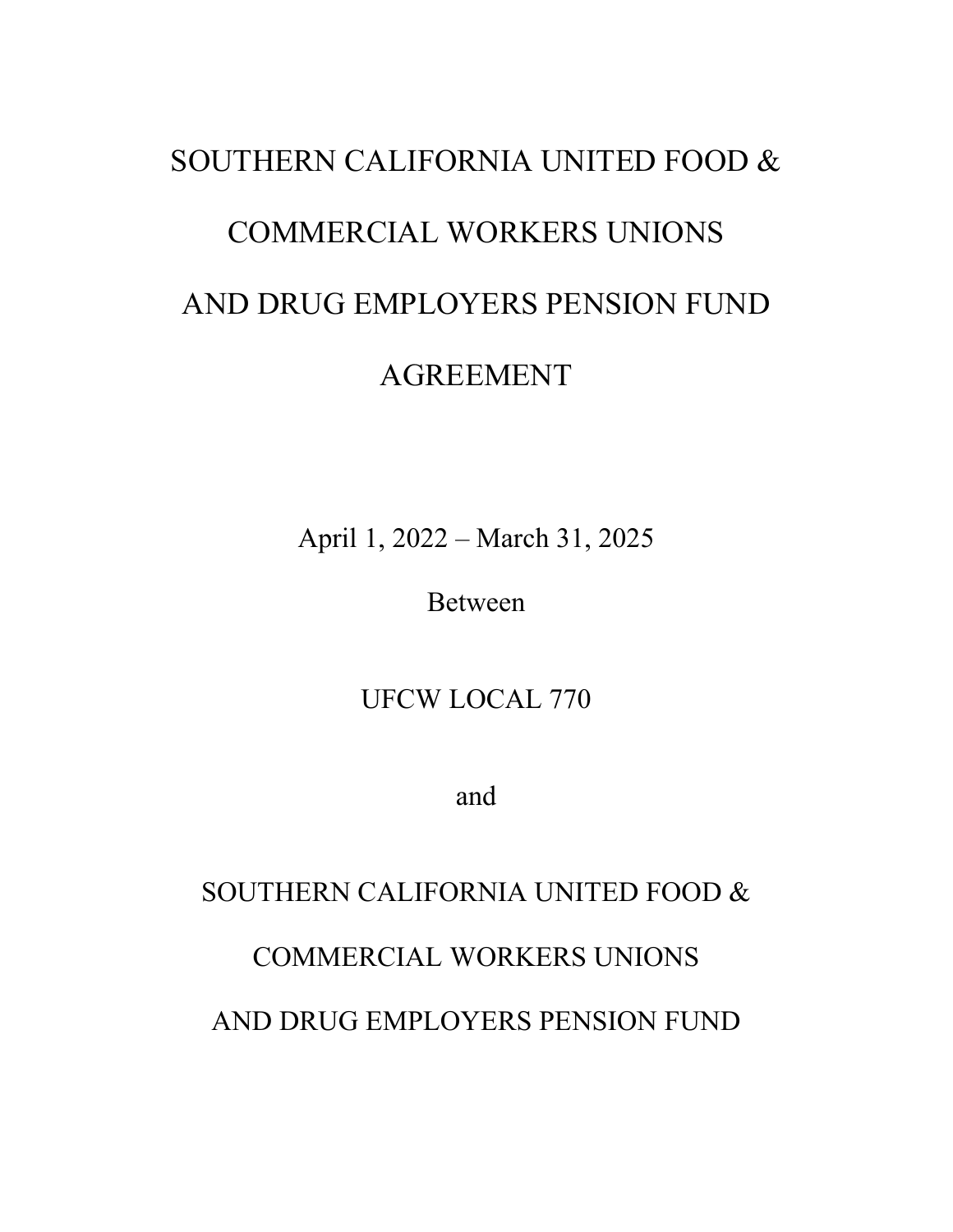# SOUTHERN CALIFORNIA UNITED FOOD & COMMERCIAL WORKERS UNIONS AND DRUG EMPLOYERS PENSION FUND AGREEMENT

April 1, 2022 – March 31, 2025

Between

UFCW LOCAL 770

and

SOUTHERN CALIFORNIA UNITED FOOD & COMMERCIAL WORKERS UNIONS AND DRUG EMPLOYERS PENSION FUND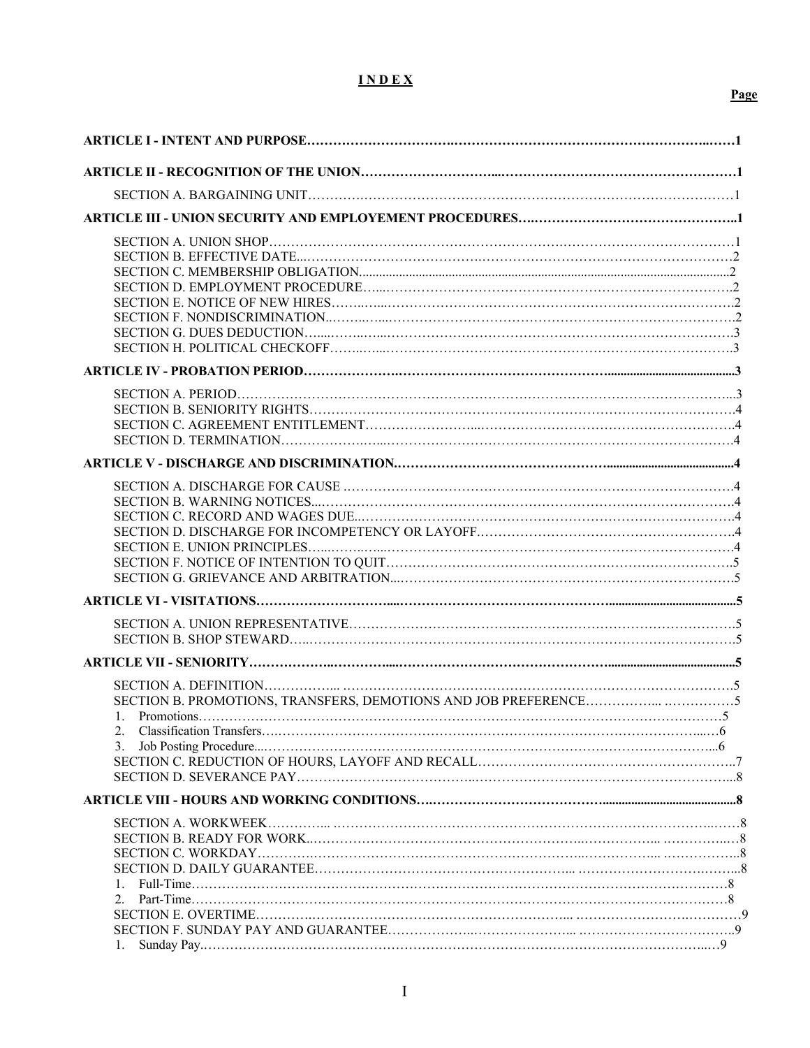# I N D E X

**Page**

| | |
|---|---|
| **ARTICLE I - INTENT AND PURPOSE** | **1** |
| **ARTICLE II - RECOGNITION OF THE UNION** | **1** |
| SECTION A. BARGAINING UNIT | 1 |
| **ARTICLE III - UNION SECURITY AND EMPLOYEMENT PROCEDURES** | **1** |
| SECTION A. UNION SHOP | 1 |
| SECTION B. EFFECTIVE DATE | 2 |
| SECTION C. MEMBERSHIP OBLIGATION | 2 |
| SECTION D. EMPLOYMENT PROCEDURE | 2 |
| SECTION E. NOTICE OF NEW HIRES | 2 |
| SECTION F. NONDISCRIMINATION | 2 |
| SECTION G. DUES DEDUCTION | 3 |
| SECTION H. POLITICAL CHECKOFF | 3 |
| **ARTICLE IV - PROBATION PERIOD** | **3** |
| SECTION A. PERIOD | 3 |
| SECTION B. SENIORITY RIGHTS | 4 |
| SECTION C. AGREEMENT ENTITLEMENT | 4 |
| SECTION D. TERMINATION | 4 |
| **ARTICLE V - DISCHARGE AND DISCRIMINATION** | **4** |
| SECTION A. DISCHARGE FOR CAUSE | 4 |
| SECTION B. WARNING NOTICES | 4 |
| SECTION C. RECORD AND WAGES DUE | 4 |
| SECTION D. DISCHARGE FOR INCOMPETENCY OR LAYOFF | 4 |
| SECTION E. UNION PRINCIPLES | 4 |
| SECTION F. NOTICE OF INTENTION TO QUIT | 5 |
| SECTION G. GRIEVANCE AND ARBITRATION | 5 |
| **ARTICLE VI - VISITATIONS** | **5** |
| SECTION A. UNION REPRESENTATIVE | 5 |
| SECTION B. SHOP STEWARD | 5 |
| **ARTICLE VII - SENIORITY** | **5** |
| SECTION A. DEFINITION | 5 |
| SECTION B. PROMOTIONS, TRANSFERS, DEMOTIONS AND JOB PREFERENCE | 5 |
| 1. Promotions | 5 |
| 2. Classification Transfers | 6 |
| 3. Job Posting Procedure | 6 |
| SECTION C. REDUCTION OF HOURS, LAYOFF AND RECALL | 7 |
| SECTION D. SEVERANCE PAY | 8 |
| **ARTICLE VIII - HOURS AND WORKING CONDITIONS** | **8** |
| SECTION A. WORKWEEK | 8 |
| SECTION B. READY FOR WORK | 8 |
| SECTION C. WORKDAY | 8 |
| SECTION D. DAILY GUARANTEE | 8 |
| 1. Full-Time | 8 |
| 2. Part-Time | 8 |
| SECTION E. OVERTIME | 9 |
| SECTION F. SUNDAY PAY AND GUARANTEE | 9 |
| 1. Sunday Pay | 9 |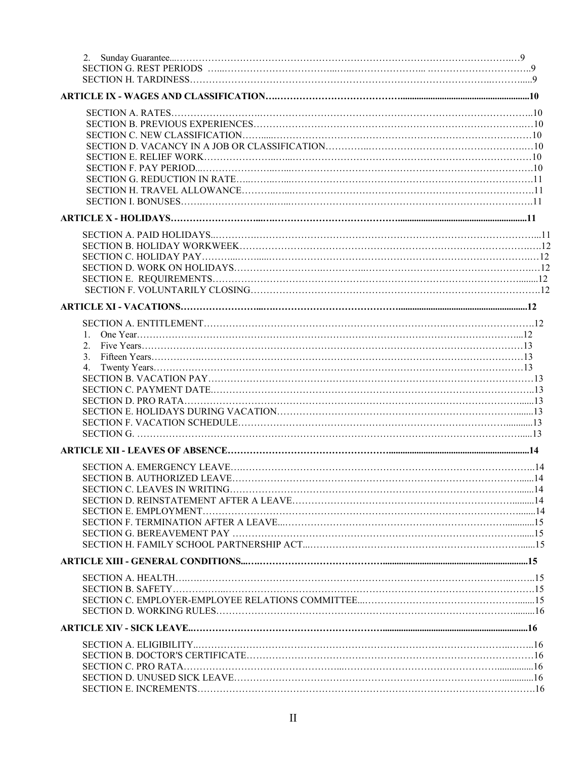2. Sunday Guarantee........................................................................................................................9
SECTION G. REST PERIODS ........................................................................................................9
SECTION H. TARDINESS...............................................................................................................9

**ARTICLE IX - WAGES AND CLASSIFICATION..........................................................................................10**

SECTION A. RATES.......................................................................................................................10
SECTION B. PREVIOUS EXPERIENCES.......................................................................................10
SECTION C. NEW CLASSIFICATION............................................................................................10
SECTION D. VACANCY IN A JOB OR CLASSIFICATION..............................................................10
SECTION E. RELIEF WORK..........................................................................................................10
SECTION F. PAY PERIOD..............................................................................................................10
SECTION G. REDUCTION IN RATE...............................................................................................11
SECTION H. TRAVEL ALLOWANCE..............................................................................................11
SECTION I. BONUSES...................................................................................................................11

**ARTICLE X - HOLIDAYS.......................................................................................................................11**

SECTION A. PAID HOLIDAYS........................................................................................................11
SECTION B. HOLIDAY WORKWEEK..............................................................................................12
SECTION C. HOLIDAY PAY............................................................................................................12
SECTION D. WORK ON HOLIDAYS................................................................................................12
SECTION E. REQUIREMENTS........................................................................................................12
SECTION F. VOLUNTARILY CLOSING............................................................................................12

**ARTICLE XI - VACATIONS....................................................................................................................12**

SECTION A. ENTITLEMENT............................................................................................................12
1. One Year...................................................................................................................................12
2. Five Years.................................................................................................................................13
3. Fifteen Years..............................................................................................................................13
4. Twenty Years..............................................................................................................................13
SECTION B. VACATION PAY..........................................................................................................13
SECTION C. PAYMENT DATE.........................................................................................................13
SECTION D. PRO RATA.................................................................................................................13
SECTION E. HOLIDAYS DURING VACATION..................................................................................13
SECTION F. VACATION SCHEDULE...............................................................................................13
SECTION G. ..................................................................................................................................13

**ARTICLE XII - LEAVES OF ABSENCE...................................................................................................14**

SECTION A. EMERGENCY LEAVE..................................................................................................14
SECTION B. AUTHORIZED LEAVE.................................................................................................14
SECTION C. LEAVES IN WRITING..................................................................................................14
SECTION D. REINSTATEMENT AFTER A LEAVE............................................................................14
SECTION E. EMPLOYMENT...........................................................................................................14
SECTION F. TERMINATION AFTER A LEAVE..................................................................................15
SECTION G. BEREAVEMENT PAY .................................................................................................15
SECTION H. FAMILY SCHOOL PARTNERSHIP ACT........................................................................15

**ARTICLE XIII - GENERAL CONDITIONS...............................................................................................15**

SECTION A. HEALTH.....................................................................................................................15
SECTION B. SAFETY......................................................................................................................15
SECTION C. EMPLOYER-EMPLOYEE RELATIONS COMMITTEE.....................................................15
SECTION D. WORKING RULES......................................................................................................16

**ARTICLE XIV - SICK LEAVE.................................................................................................................16**

SECTION A. ELIGIBILITY................................................................................................................16
SECTION B. DOCTOR'S CERTIFICATE...........................................................................................16
SECTION C. PRO RATA..................................................................................................................16
SECTION D. UNUSED SICK LEAVE................................................................................................16
SECTION E. INCREMENTS.............................................................................................................16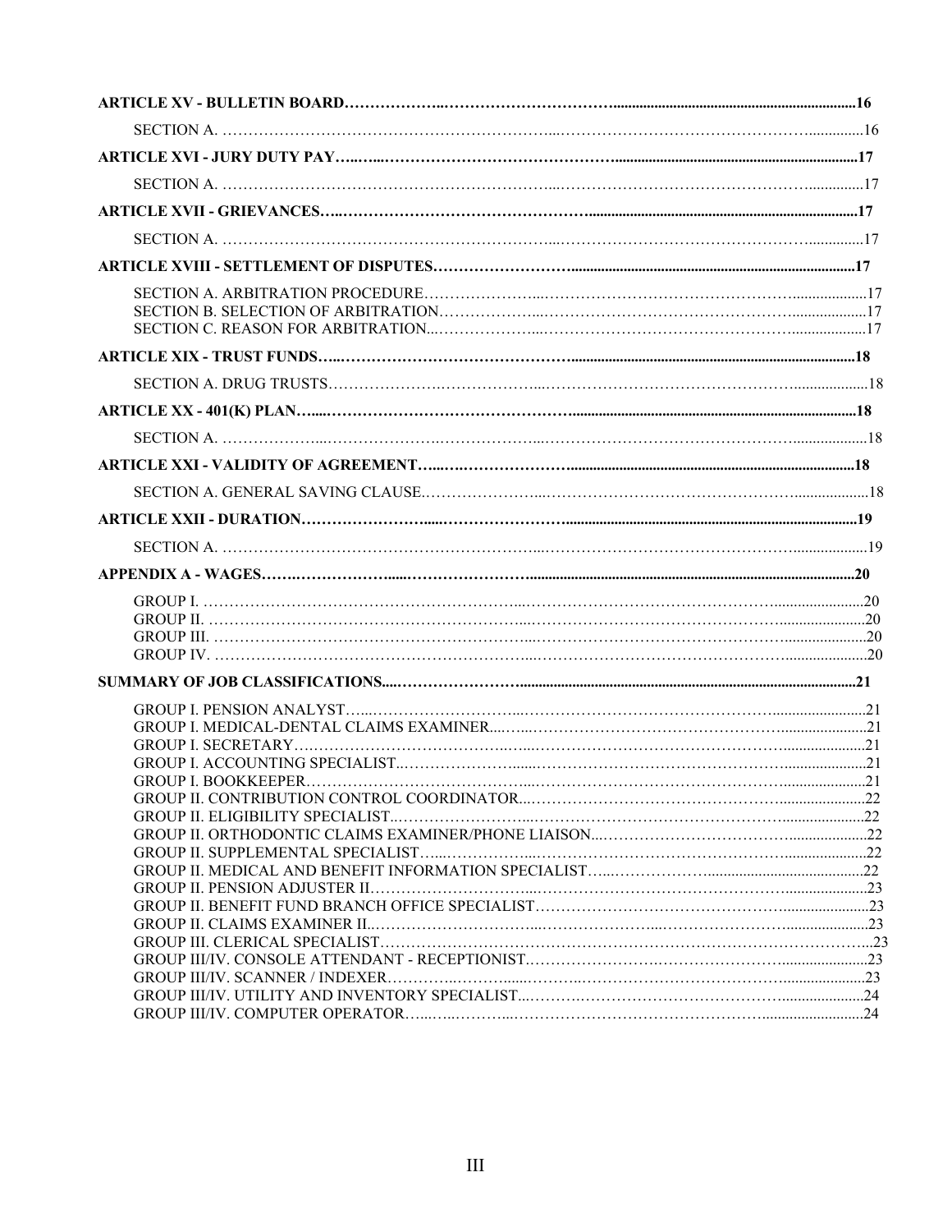**ARTICLE XV - BULLETIN BOARD………………………………………………16**

SECTION A. ……………………………………………………………………16

**ARTICLE XVI - JURY DUTY PAY………………………………………………17**

SECTION A. ……………………………………………………………………17

**ARTICLE XVII - GRIEVANCES………………………………………………17**

SECTION A. ……………………………………………………………………17

**ARTICLE XVIII - SETTLEMENT OF DISPUTES…………………………………17**

SECTION A. ARBITRATION PROCEDURE……………………………………17
SECTION B. SELECTION OF ARBITRATION…………………………………17
SECTION C. REASON FOR ARBITRATION……………………………………17

**ARTICLE XIX - TRUST FUNDS………………………………………………18**

SECTION A. DRUG TRUSTS……………………………………………………18

**ARTICLE XX - 401(K) PLAN…………………………………………………18**

SECTION A. ……………………………………………………………………18

**ARTICLE XXI - VALIDITY OF AGREEMENT…………………………………18**

SECTION A. GENERAL SAVING CLAUSE………………………………………18

**ARTICLE XXII - DURATION…………………………………………………19**

SECTION A. ……………………………………………………………………19

**APPENDIX A - WAGES………………………………………………………20**

GROUP I. ………………………………………………………………………20
GROUP II. ………………………………………………………………………20
GROUP III. ……………………………………………………………………20
GROUP IV. ……………………………………………………………………20

**SUMMARY OF JOB CLASSIFICATIONS………………………………………21**

GROUP I. PENSION ANALYST…………………………………………………21
GROUP I. MEDICAL-DENTAL CLAIMS EXAMINER………………………………21
GROUP I. SECRETARY…………………………………………………………21
GROUP I. ACCOUNTING SPECIALIST……………………………………………21
GROUP I. BOOKKEEPER………………………………………………………21
GROUP II. CONTRIBUTION CONTROL COORDINATOR……………………………22
GROUP II. ELIGIBILITY SPECIALIST……………………………………………22
GROUP II. ORTHODONTIC CLAIMS EXAMINER/PHONE LIAISON…………………22
GROUP II. SUPPLEMENTAL SPECIALIST…………………………………………22
GROUP II. MEDICAL AND BENEFIT INFORMATION SPECIALIST…………………22
GROUP II. PENSION ADJUSTER II………………………………………………23
GROUP II. BENEFIT FUND BRANCH OFFICE SPECIALIST…………………………23
GROUP II. CLAIMS EXAMINER II………………………………………………23
GROUP III. CLERICAL SPECIALIST………………………………………………23
GROUP III/IV. CONSOLE ATTENDANT - RECEPTIONIST……………………………23
GROUP III/IV. SCANNER / INDEXER……………………………………………23
GROUP III/IV. UTILITY AND INVENTORY SPECIALIST……………………………24
GROUP III/IV. COMPUTER OPERATOR……………………………………………24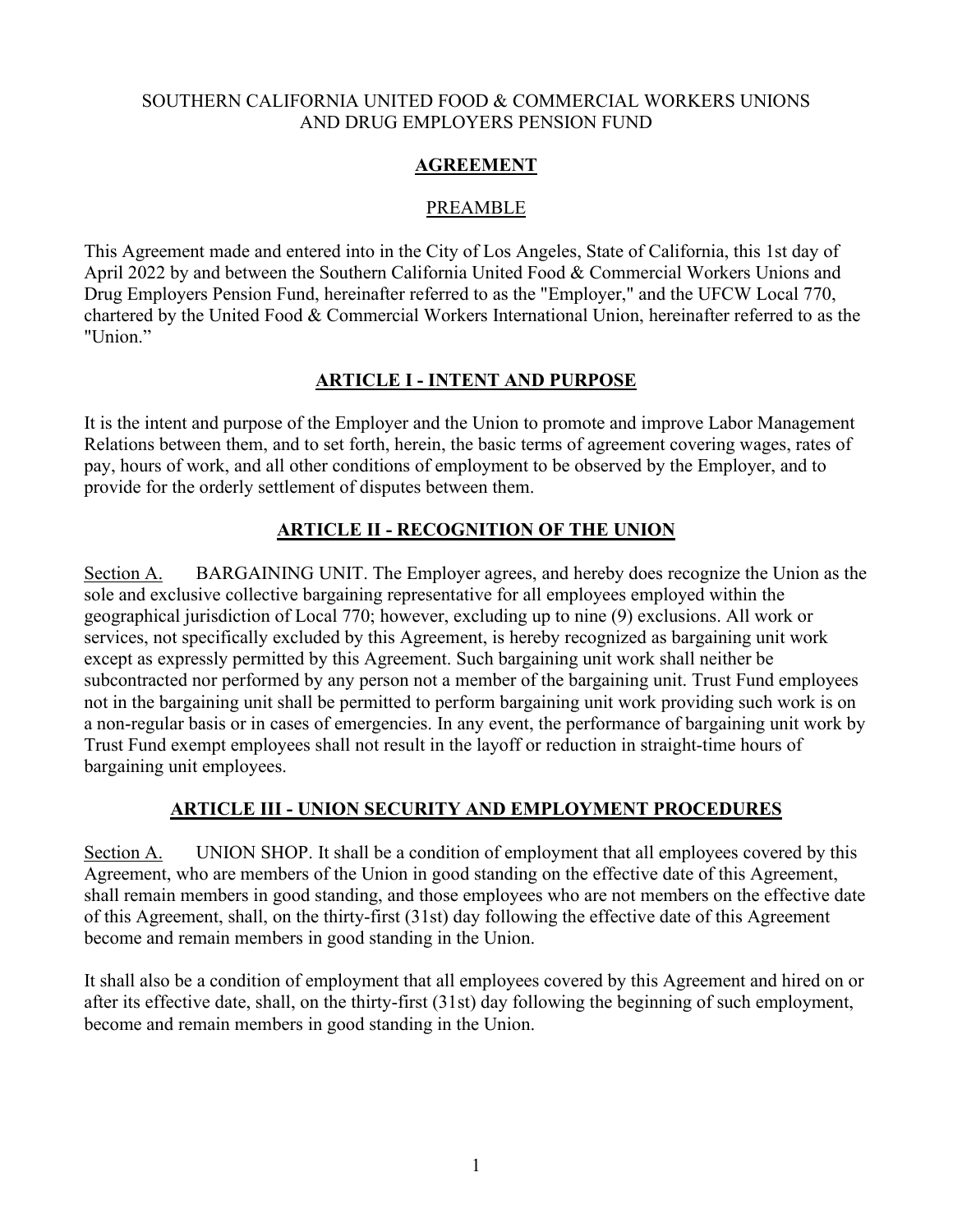SOUTHERN CALIFORNIA UNITED FOOD & COMMERCIAL WORKERS UNIONS AND DRUG EMPLOYERS PENSION FUND

## AGREEMENT

### PREAMBLE

This Agreement made and entered into in the City of Los Angeles, State of California, this 1st day of April 2022 by and between the Southern California United Food & Commercial Workers Unions and Drug Employers Pension Fund, hereinafter referred to as the "Employer," and the UFCW Local 770, chartered by the United Food & Commercial Workers International Union, hereinafter referred to as the "Union."

## ARTICLE I - INTENT AND PURPOSE

It is the intent and purpose of the Employer and the Union to promote and improve Labor Management Relations between them, and to set forth, herein, the basic terms of agreement covering wages, rates of pay, hours of work, and all other conditions of employment to be observed by the Employer, and to provide for the orderly settlement of disputes between them.

## ARTICLE II - RECOGNITION OF THE UNION

Section A. BARGAINING UNIT. The Employer agrees, and hereby does recognize the Union as the sole and exclusive collective bargaining representative for all employees employed within the geographical jurisdiction of Local 770; however, excluding up to nine (9) exclusions. All work or services, not specifically excluded by this Agreement, is hereby recognized as bargaining unit work except as expressly permitted by this Agreement. Such bargaining unit work shall neither be subcontracted nor performed by any person not a member of the bargaining unit. Trust Fund employees not in the bargaining unit shall be permitted to perform bargaining unit work providing such work is on a non-regular basis or in cases of emergencies. In any event, the performance of bargaining unit work by Trust Fund exempt employees shall not result in the layoff or reduction in straight-time hours of bargaining unit employees.

## ARTICLE III - UNION SECURITY AND EMPLOYMENT PROCEDURES

Section A. UNION SHOP. It shall be a condition of employment that all employees covered by this Agreement, who are members of the Union in good standing on the effective date of this Agreement, shall remain members in good standing, and those employees who are not members on the effective date of this Agreement, shall, on the thirty-first (31st) day following the effective date of this Agreement become and remain members in good standing in the Union.

It shall also be a condition of employment that all employees covered by this Agreement and hired on or after its effective date, shall, on the thirty-first (31st) day following the beginning of such employment, become and remain members in good standing in the Union.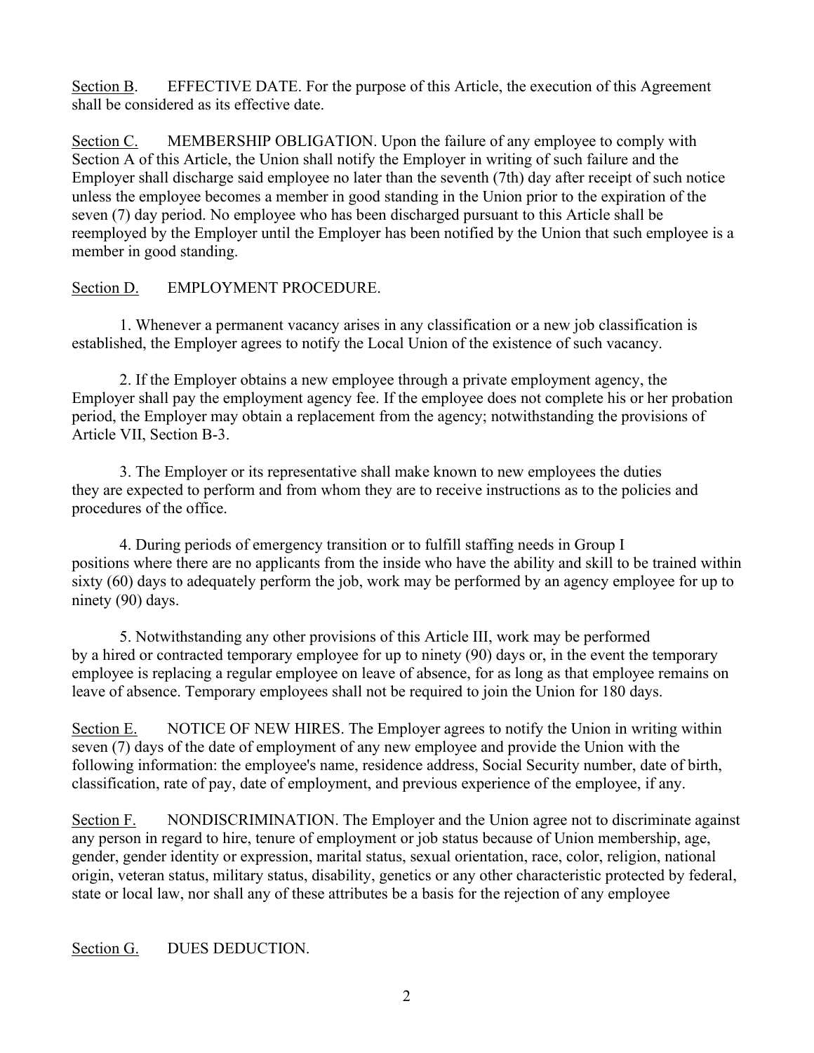<u>Section B</u>. EFFECTIVE DATE. For the purpose of this Article, the execution of this Agreement shall be considered as its effective date.

<u>Section C.</u> MEMBERSHIP OBLIGATION. Upon the failure of any employee to comply with Section A of this Article, the Union shall notify the Employer in writing of such failure and the Employer shall discharge said employee no later than the seventh (7th) day after receipt of such notice unless the employee becomes a member in good standing in the Union prior to the expiration of the seven (7) day period. No employee who has been discharged pursuant to this Article shall be reemployed by the Employer until the Employer has been notified by the Union that such employee is a member in good standing.

<u>Section D.</u> EMPLOYMENT PROCEDURE.

1. Whenever a permanent vacancy arises in any classification or a new job classification is established, the Employer agrees to notify the Local Union of the existence of such vacancy.

2. If the Employer obtains a new employee through a private employment agency, the Employer shall pay the employment agency fee. If the employee does not complete his or her probation period, the Employer may obtain a replacement from the agency; notwithstanding the provisions of Article VII, Section B-3.

3. The Employer or its representative shall make known to new employees the duties they are expected to perform and from whom they are to receive instructions as to the policies and procedures of the office.

4. During periods of emergency transition or to fulfill staffing needs in Group I positions where there are no applicants from the inside who have the ability and skill to be trained within sixty (60) days to adequately perform the job, work may be performed by an agency employee for up to ninety (90) days.

5. Notwithstanding any other provisions of this Article III, work may be performed by a hired or contracted temporary employee for up to ninety (90) days or, in the event the temporary employee is replacing a regular employee on leave of absence, for as long as that employee remains on leave of absence. Temporary employees shall not be required to join the Union for 180 days.

<u>Section E.</u> NOTICE OF NEW HIRES. The Employer agrees to notify the Union in writing within seven (7) days of the date of employment of any new employee and provide the Union with the following information: the employee's name, residence address, Social Security number, date of birth, classification, rate of pay, date of employment, and previous experience of the employee, if any.

<u>Section F.</u> NONDISCRIMINATION. The Employer and the Union agree not to discriminate against any person in regard to hire, tenure of employment or job status because of Union membership, age, gender, gender identity or expression, marital status, sexual orientation, race, color, religion, national origin, veteran status, military status, disability, genetics or any other characteristic protected by federal, state or local law, nor shall any of these attributes be a basis for the rejection of any employee

<u>Section G.</u> DUES DEDUCTION.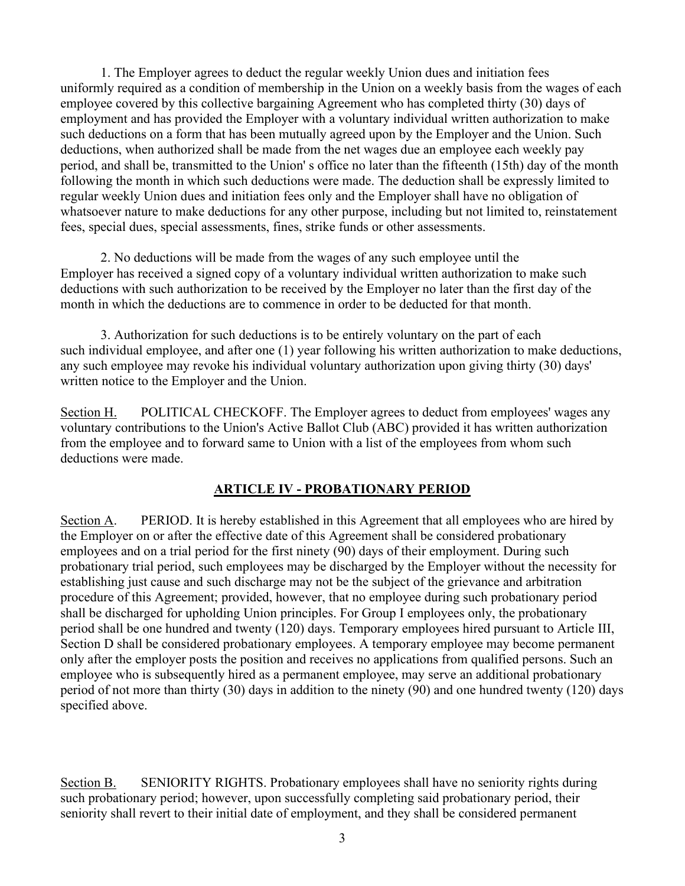1. The Employer agrees to deduct the regular weekly Union dues and initiation fees uniformly required as a condition of membership in the Union on a weekly basis from the wages of each employee covered by this collective bargaining Agreement who has completed thirty (30) days of employment and has provided the Employer with a voluntary individual written authorization to make such deductions on a form that has been mutually agreed upon by the Employer and the Union. Such deductions, when authorized shall be made from the net wages due an employee each weekly pay period, and shall be, transmitted to the Union' s office no later than the fifteenth (15th) day of the month following the month in which such deductions were made. The deduction shall be expressly limited to regular weekly Union dues and initiation fees only and the Employer shall have no obligation of whatsoever nature to make deductions for any other purpose, including but not limited to, reinstatement fees, special dues, special assessments, fines, strike funds or other assessments.

2. No deductions will be made from the wages of any such employee until the Employer has received a signed copy of a voluntary individual written authorization to make such deductions with such authorization to be received by the Employer no later than the first day of the month in which the deductions are to commence in order to be deducted for that month.

3. Authorization for such deductions is to be entirely voluntary on the part of each such individual employee, and after one (1) year following his written authorization to make deductions, any such employee may revoke his individual voluntary authorization upon giving thirty (30) days' written notice to the Employer and the Union.

Section H. POLITICAL CHECKOFF. The Employer agrees to deduct from employees' wages any voluntary contributions to the Union's Active Ballot Club (ABC) provided it has written authorization from the employee and to forward same to Union with a list of the employees from whom such deductions were made.

## ARTICLE IV - PROBATIONARY PERIOD

Section A. PERIOD. It is hereby established in this Agreement that all employees who are hired by the Employer on or after the effective date of this Agreement shall be considered probationary employees and on a trial period for the first ninety (90) days of their employment. During such probationary trial period, such employees may be discharged by the Employer without the necessity for establishing just cause and such discharge may not be the subject of the grievance and arbitration procedure of this Agreement; provided, however, that no employee during such probationary period shall be discharged for upholding Union principles. For Group I employees only, the probationary period shall be one hundred and twenty (120) days. Temporary employees hired pursuant to Article III, Section D shall be considered probationary employees. A temporary employee may become permanent only after the employer posts the position and receives no applications from qualified persons. Such an employee who is subsequently hired as a permanent employee, may serve an additional probationary period of not more than thirty (30) days in addition to the ninety (90) and one hundred twenty (120) days specified above.

Section B. SENIORITY RIGHTS. Probationary employees shall have no seniority rights during such probationary period; however, upon successfully completing said probationary period, their seniority shall revert to their initial date of employment, and they shall be considered permanent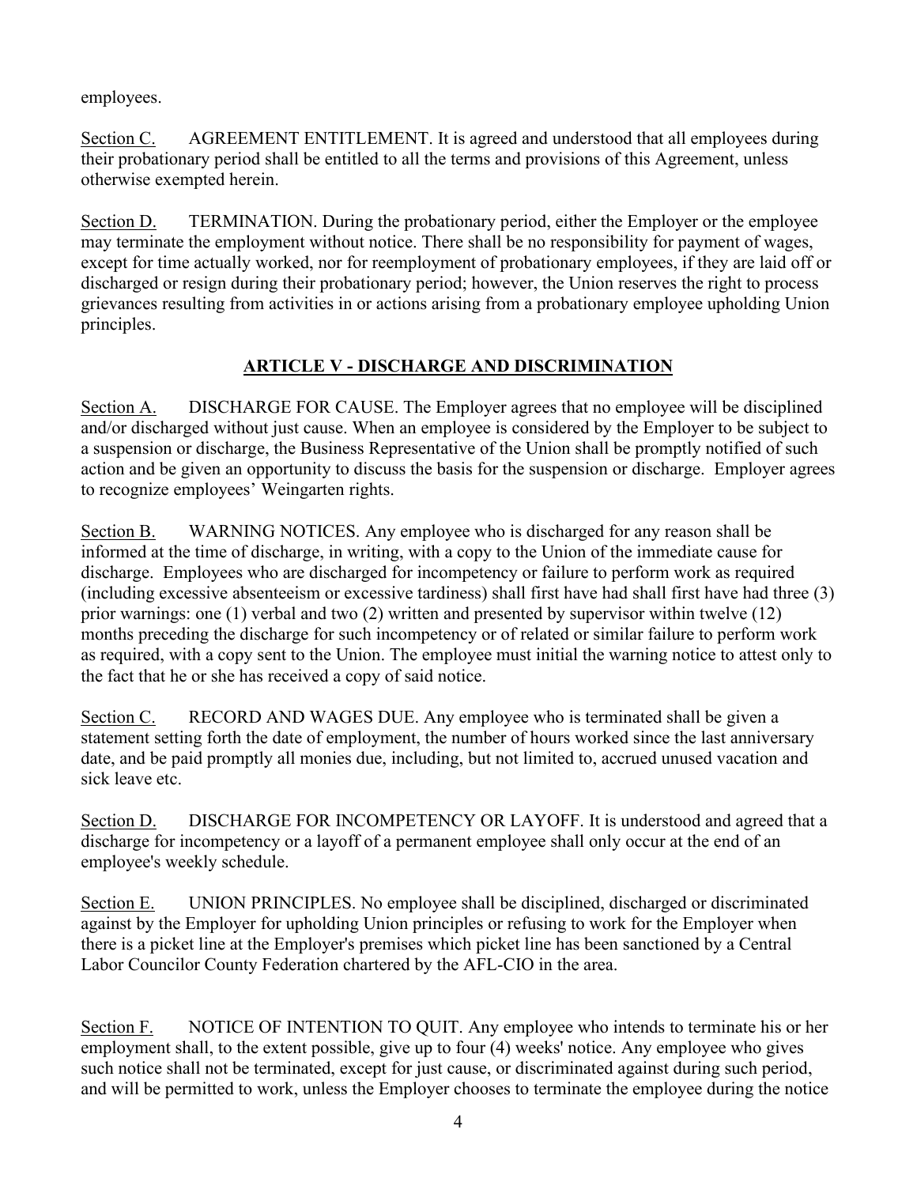employees.

Section C. AGREEMENT ENTITLEMENT. It is agreed and understood that all employees during their probationary period shall be entitled to all the terms and provisions of this Agreement, unless otherwise exempted herein.

Section D. TERMINATION. During the probationary period, either the Employer or the employee may terminate the employment without notice. There shall be no responsibility for payment of wages, except for time actually worked, nor for reemployment of probationary employees, if they are laid off or discharged or resign during their probationary period; however, the Union reserves the right to process grievances resulting from activities in or actions arising from a probationary employee upholding Union principles.

## ARTICLE V - DISCHARGE AND DISCRIMINATION

Section A. DISCHARGE FOR CAUSE. The Employer agrees that no employee will be disciplined and/or discharged without just cause. When an employee is considered by the Employer to be subject to a suspension or discharge, the Business Representative of the Union shall be promptly notified of such action and be given an opportunity to discuss the basis for the suspension or discharge. Employer agrees to recognize employees' Weingarten rights.

Section B. WARNING NOTICES. Any employee who is discharged for any reason shall be informed at the time of discharge, in writing, with a copy to the Union of the immediate cause for discharge. Employees who are discharged for incompetency or failure to perform work as required (including excessive absenteeism or excessive tardiness) shall first have had shall first have had three (3) prior warnings: one (1) verbal and two (2) written and presented by supervisor within twelve (12) months preceding the discharge for such incompetency or of related or similar failure to perform work as required, with a copy sent to the Union. The employee must initial the warning notice to attest only to the fact that he or she has received a copy of said notice.

Section C. RECORD AND WAGES DUE. Any employee who is terminated shall be given a statement setting forth the date of employment, the number of hours worked since the last anniversary date, and be paid promptly all monies due, including, but not limited to, accrued unused vacation and sick leave etc.

Section D. DISCHARGE FOR INCOMPETENCY OR LAYOFF. It is understood and agreed that a discharge for incompetency or a layoff of a permanent employee shall only occur at the end of an employee's weekly schedule.

Section E. UNION PRINCIPLES. No employee shall be disciplined, discharged or discriminated against by the Employer for upholding Union principles or refusing to work for the Employer when there is a picket line at the Employer's premises which picket line has been sanctioned by a Central Labor Councilor County Federation chartered by the AFL-CIO in the area.

Section F. NOTICE OF INTENTION TO QUIT. Any employee who intends to terminate his or her employment shall, to the extent possible, give up to four (4) weeks' notice. Any employee who gives such notice shall not be terminated, except for just cause, or discriminated against during such period, and will be permitted to work, unless the Employer chooses to terminate the employee during the notice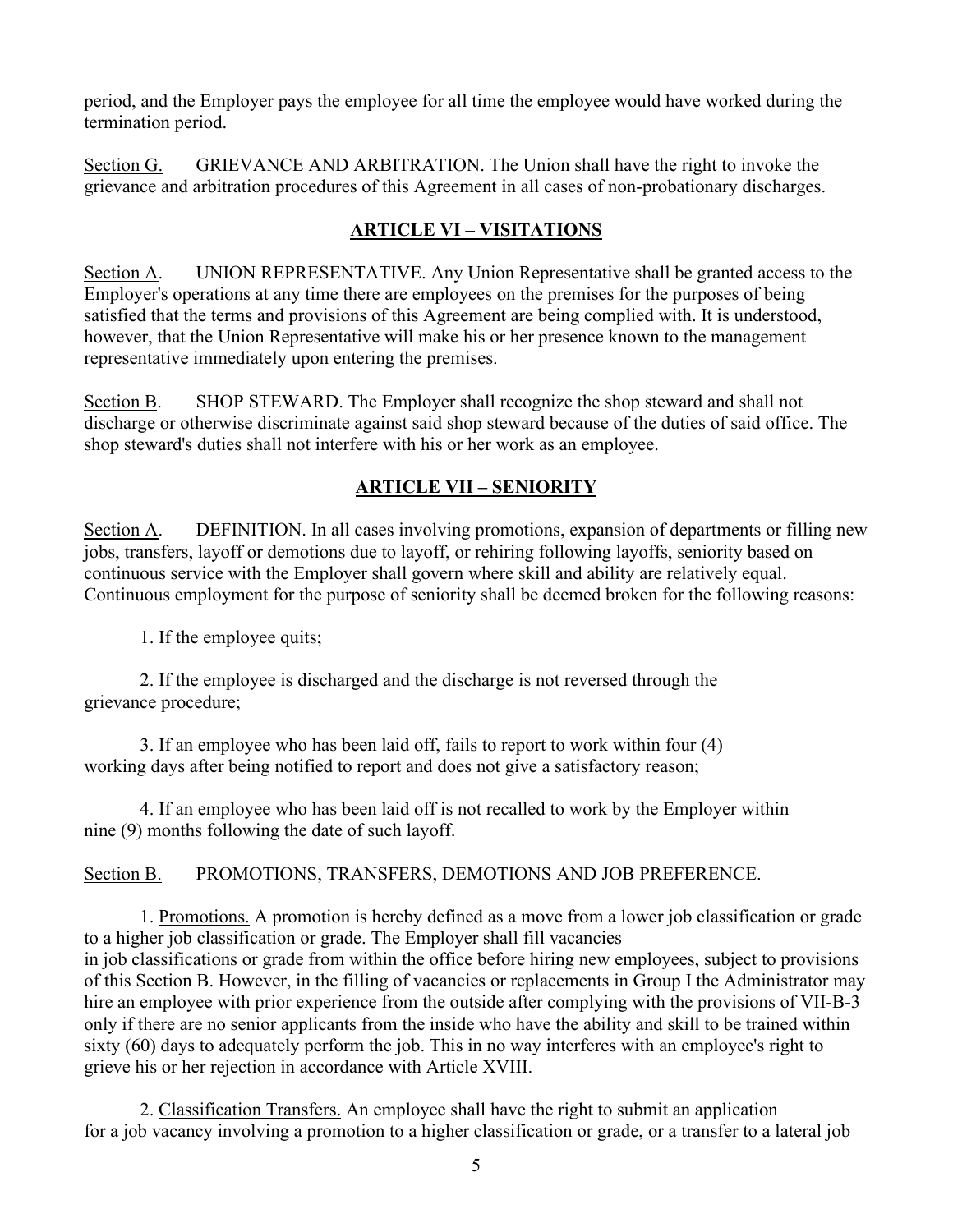period, and the Employer pays the employee for all time the employee would have worked during the termination period.

Section G. GRIEVANCE AND ARBITRATION. The Union shall have the right to invoke the grievance and arbitration procedures of this Agreement in all cases of non-probationary discharges.

## ARTICLE VI – VISITATIONS

Section A. UNION REPRESENTATIVE. Any Union Representative shall be granted access to the Employer's operations at any time there are employees on the premises for the purposes of being satisfied that the terms and provisions of this Agreement are being complied with. It is understood, however, that the Union Representative will make his or her presence known to the management representative immediately upon entering the premises.

Section B. SHOP STEWARD. The Employer shall recognize the shop steward and shall not discharge or otherwise discriminate against said shop steward because of the duties of said office. The shop steward's duties shall not interfere with his or her work as an employee.

## ARTICLE VII – SENIORITY

Section A. DEFINITION. In all cases involving promotions, expansion of departments or filling new jobs, transfers, layoff or demotions due to layoff, or rehiring following layoffs, seniority based on continuous service with the Employer shall govern where skill and ability are relatively equal. Continuous employment for the purpose of seniority shall be deemed broken for the following reasons:

1. If the employee quits;

2. If the employee is discharged and the discharge is not reversed through the grievance procedure;

3. If an employee who has been laid off, fails to report to work within four (4) working days after being notified to report and does not give a satisfactory reason;

4. If an employee who has been laid off is not recalled to work by the Employer within nine (9) months following the date of such layoff.

Section B. PROMOTIONS, TRANSFERS, DEMOTIONS AND JOB PREFERENCE.

1. Promotions. A promotion is hereby defined as a move from a lower job classification or grade to a higher job classification or grade. The Employer shall fill vacancies in job classifications or grade from within the office before hiring new employees, subject to provisions of this Section B. However, in the filling of vacancies or replacements in Group I the Administrator may hire an employee with prior experience from the outside after complying with the provisions of VII-B-3 only if there are no senior applicants from the inside who have the ability and skill to be trained within sixty (60) days to adequately perform the job. This in no way interferes with an employee's right to grieve his or her rejection in accordance with Article XVIII.

2. Classification Transfers. An employee shall have the right to submit an application for a job vacancy involving a promotion to a higher classification or grade, or a transfer to a lateral job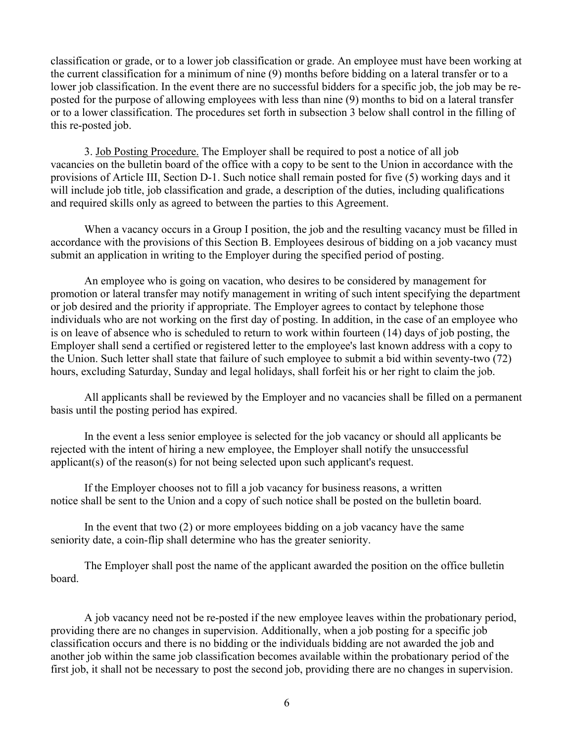classification or grade, or to a lower job classification or grade. An employee must have been working at the current classification for a minimum of nine (9) months before bidding on a lateral transfer or to a lower job classification. In the event there are no successful bidders for a specific job, the job may be re-posted for the purpose of allowing employees with less than nine (9) months to bid on a lateral transfer or to a lower classification. The procedures set forth in subsection 3 below shall control in the filling of this re-posted job.

3. Job Posting Procedure. The Employer shall be required to post a notice of all job vacancies on the bulletin board of the office with a copy to be sent to the Union in accordance with the provisions of Article III, Section D-1. Such notice shall remain posted for five (5) working days and it will include job title, job classification and grade, a description of the duties, including qualifications and required skills only as agreed to between the parties to this Agreement.

When a vacancy occurs in a Group I position, the job and the resulting vacancy must be filled in accordance with the provisions of this Section B. Employees desirous of bidding on a job vacancy must submit an application in writing to the Employer during the specified period of posting.

An employee who is going on vacation, who desires to be considered by management for promotion or lateral transfer may notify management in writing of such intent specifying the department or job desired and the priority if appropriate. The Employer agrees to contact by telephone those individuals who are not working on the first day of posting. In addition, in the case of an employee who is on leave of absence who is scheduled to return to work within fourteen (14) days of job posting, the Employer shall send a certified or registered letter to the employee's last known address with a copy to the Union. Such letter shall state that failure of such employee to submit a bid within seventy-two (72) hours, excluding Saturday, Sunday and legal holidays, shall forfeit his or her right to claim the job.

All applicants shall be reviewed by the Employer and no vacancies shall be filled on a permanent basis until the posting period has expired.

In the event a less senior employee is selected for the job vacancy or should all applicants be rejected with the intent of hiring a new employee, the Employer shall notify the unsuccessful applicant(s) of the reason(s) for not being selected upon such applicant's request.

If the Employer chooses not to fill a job vacancy for business reasons, a written notice shall be sent to the Union and a copy of such notice shall be posted on the bulletin board.

In the event that two (2) or more employees bidding on a job vacancy have the same seniority date, a coin-flip shall determine who has the greater seniority.

The Employer shall post the name of the applicant awarded the position on the office bulletin board.

A job vacancy need not be re-posted if the new employee leaves within the probationary period, providing there are no changes in supervision. Additionally, when a job posting for a specific job classification occurs and there is no bidding or the individuals bidding are not awarded the job and another job within the same job classification becomes available within the probationary period of the first job, it shall not be necessary to post the second job, providing there are no changes in supervision.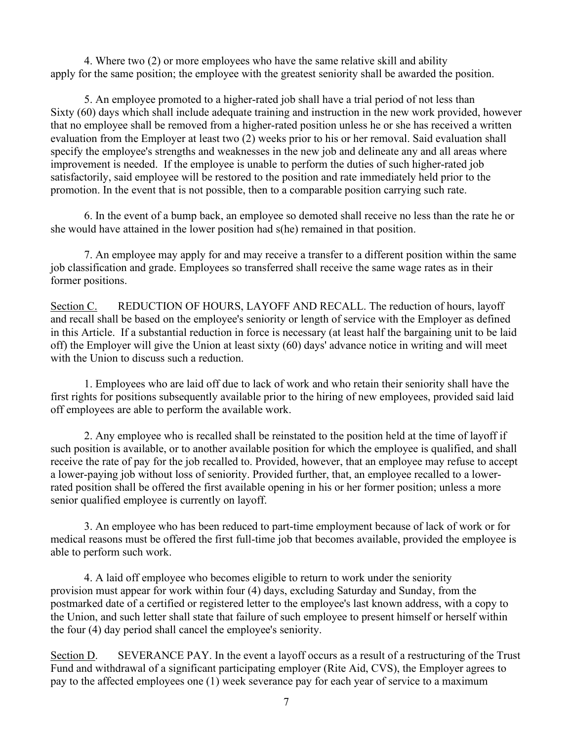4. Where two (2) or more employees who have the same relative skill and ability apply for the same position; the employee with the greatest seniority shall be awarded the position.

5. An employee promoted to a higher-rated job shall have a trial period of not less than Sixty (60) days which shall include adequate training and instruction in the new work provided, however that no employee shall be removed from a higher-rated position unless he or she has received a written evaluation from the Employer at least two (2) weeks prior to his or her removal. Said evaluation shall specify the employee's strengths and weaknesses in the new job and delineate any and all areas where improvement is needed. If the employee is unable to perform the duties of such higher-rated job satisfactorily, said employee will be restored to the position and rate immediately held prior to the promotion. In the event that is not possible, then to a comparable position carrying such rate.

6. In the event of a bump back, an employee so demoted shall receive no less than the rate he or she would have attained in the lower position had s(he) remained in that position.

7. An employee may apply for and may receive a transfer to a different position within the same job classification and grade. Employees so transferred shall receive the same wage rates as in their former positions.

Section C. REDUCTION OF HOURS, LAYOFF AND RECALL. The reduction of hours, layoff and recall shall be based on the employee's seniority or length of service with the Employer as defined in this Article. If a substantial reduction in force is necessary (at least half the bargaining unit to be laid off) the Employer will give the Union at least sixty (60) days' advance notice in writing and will meet with the Union to discuss such a reduction.

1. Employees who are laid off due to lack of work and who retain their seniority shall have the first rights for positions subsequently available prior to the hiring of new employees, provided said laid off employees are able to perform the available work.

2. Any employee who is recalled shall be reinstated to the position held at the time of layoff if such position is available, or to another available position for which the employee is qualified, and shall receive the rate of pay for the job recalled to. Provided, however, that an employee may refuse to accept a lower-paying job without loss of seniority. Provided further, that, an employee recalled to a lower-rated position shall be offered the first available opening in his or her former position; unless a more senior qualified employee is currently on layoff.

3. An employee who has been reduced to part-time employment because of lack of work or for medical reasons must be offered the first full-time job that becomes available, provided the employee is able to perform such work.

4. A laid off employee who becomes eligible to return to work under the seniority provision must appear for work within four (4) days, excluding Saturday and Sunday, from the postmarked date of a certified or registered letter to the employee's last known address, with a copy to the Union, and such letter shall state that failure of such employee to present himself or herself within the four (4) day period shall cancel the employee's seniority.

Section D. SEVERANCE PAY. In the event a layoff occurs as a result of a restructuring of the Trust Fund and withdrawal of a significant participating employer (Rite Aid, CVS), the Employer agrees to pay to the affected employees one (1) week severance pay for each year of service to a maximum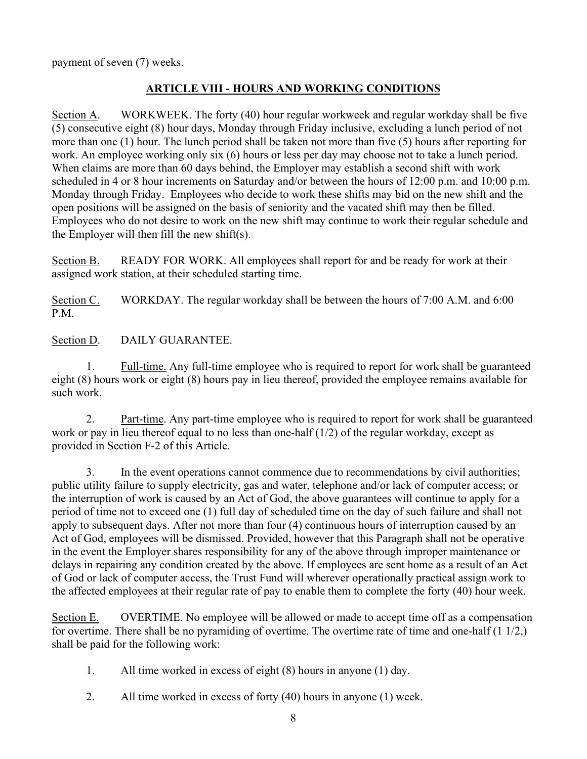payment of seven (7) weeks.

## ARTICLE VIII - HOURS AND WORKING CONDITIONS

Section A. WORKWEEK. The forty (40) hour regular workweek and regular workday shall be five (5) consecutive eight (8) hour days, Monday through Friday inclusive, excluding a lunch period of not more than one (1) hour. The lunch period shall be taken not more than five (5) hours after reporting for work. An employee working only six (6) hours or less per day may choose not to take a lunch period. When claims are more than 60 days behind, the Employer may establish a second shift with work scheduled in 4 or 8 hour increments on Saturday and/or between the hours of 12:00 p.m. and 10:00 p.m. Monday through Friday. Employees who decide to work these shifts may bid on the new shift and the open positions will be assigned on the basis of seniority and the vacated shift may then be filled. Employees who do not desire to work on the new shift may continue to work their regular schedule and the Employer will then fill the new shift(s).

Section B. READY FOR WORK. All employees shall report for and be ready for work at their assigned work station, at their scheduled starting time.

Section C. WORKDAY. The regular workday shall be between the hours of 7:00 A.M. and 6:00 P.M.

Section D. DAILY GUARANTEE.

1. Full-time. Any full-time employee who is required to report for work shall be guaranteed eight (8) hours work or eight (8) hours pay in lieu thereof, provided the employee remains available for such work.

2. Part-time. Any part-time employee who is required to report for work shall be guaranteed work or pay in lieu thereof equal to no less than one-half (1/2) of the regular workday, except as provided in Section F-2 of this Article.

3. In the event operations cannot commence due to recommendations by civil authorities; public utility failure to supply electricity, gas and water, telephone and/or lack of computer access; or the interruption of work is caused by an Act of God, the above guarantees will continue to apply for a period of time not to exceed one (1) full day of scheduled time on the day of such failure and shall not apply to subsequent days. After not more than four (4) continuous hours of interruption caused by an Act of God, employees will be dismissed. Provided, however that this Paragraph shall not be operative in the event the Employer shares responsibility for any of the above through improper maintenance or delays in repairing any condition created by the above. If employees are sent home as a result of an Act of God or lack of computer access, the Trust Fund will wherever operationally practical assign work to the affected employees at their regular rate of pay to enable them to complete the forty (40) hour week.

Section E. OVERTIME. No employee will be allowed or made to accept time off as a compensation for overtime. There shall be no pyramiding of overtime. The overtime rate of time and one-half (1 1/2,) shall be paid for the following work:

1. All time worked in excess of eight (8) hours in anyone (1) day.

2. All time worked in excess of forty (40) hours in anyone (1) week.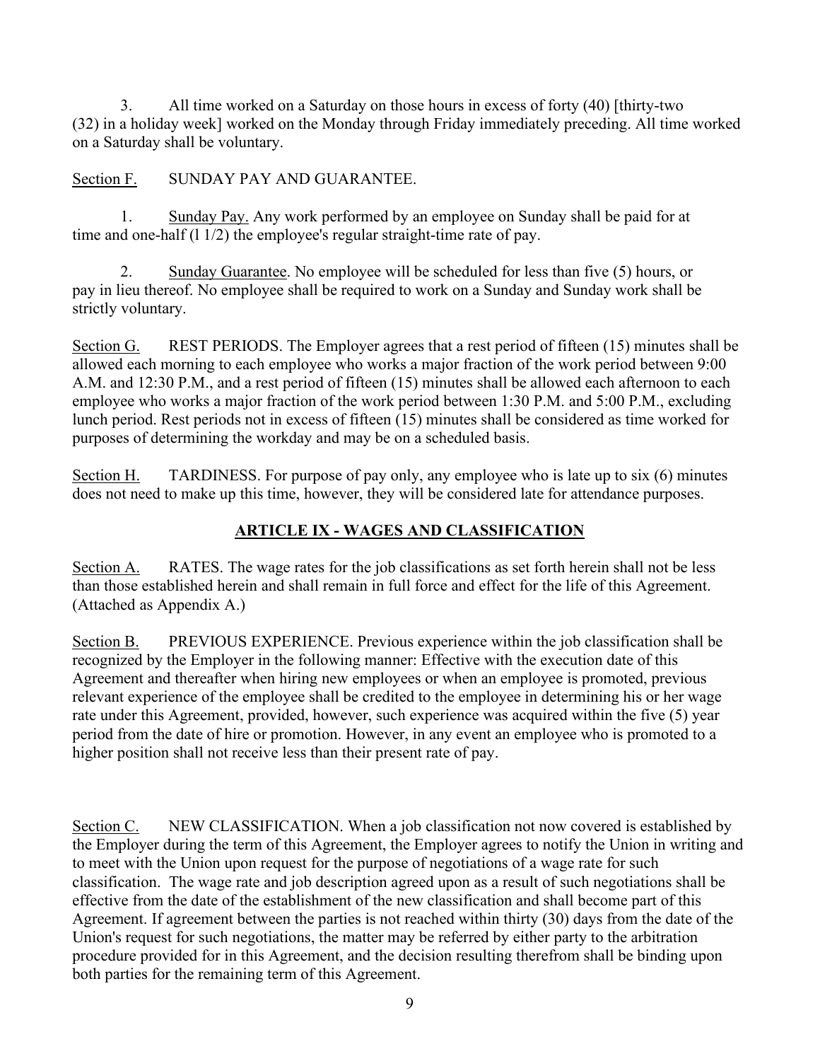3. All time worked on a Saturday on those hours in excess of forty (40) [thirty-two (32) in a holiday week] worked on the Monday through Friday immediately preceding. All time worked on a Saturday shall be voluntary.

Section F. SUNDAY PAY AND GUARANTEE.

1. Sunday Pay. Any work performed by an employee on Sunday shall be paid for at time and one-half (l 1/2) the employee's regular straight-time rate of pay.

2. Sunday Guarantee. No employee will be scheduled for less than five (5) hours, or pay in lieu thereof. No employee shall be required to work on a Sunday and Sunday work shall be strictly voluntary.

Section G. REST PERIODS. The Employer agrees that a rest period of fifteen (15) minutes shall be allowed each morning to each employee who works a major fraction of the work period between 9:00 A.M. and 12:30 P.M., and a rest period of fifteen (15) minutes shall be allowed each afternoon to each employee who works a major fraction of the work period between 1:30 P.M. and 5:00 P.M., excluding lunch period. Rest periods not in excess of fifteen (15) minutes shall be considered as time worked for purposes of determining the workday and may be on a scheduled basis.

Section H. TARDINESS. For purpose of pay only, any employee who is late up to six (6) minutes does not need to make up this time, however, they will be considered late for attendance purposes.

## ARTICLE IX - WAGES AND CLASSIFICATION

Section A. RATES. The wage rates for the job classifications as set forth herein shall not be less than those established herein and shall remain in full force and effect for the life of this Agreement. (Attached as Appendix A.)

Section B. PREVIOUS EXPERIENCE. Previous experience within the job classification shall be recognized by the Employer in the following manner: Effective with the execution date of this Agreement and thereafter when hiring new employees or when an employee is promoted, previous relevant experience of the employee shall be credited to the employee in determining his or her wage rate under this Agreement, provided, however, such experience was acquired within the five (5) year period from the date of hire or promotion. However, in any event an employee who is promoted to a higher position shall not receive less than their present rate of pay.

Section C. NEW CLASSIFICATION. When a job classification not now covered is established by the Employer during the term of this Agreement, the Employer agrees to notify the Union in writing and to meet with the Union upon request for the purpose of negotiations of a wage rate for such classification. The wage rate and job description agreed upon as a result of such negotiations shall be effective from the date of the establishment of the new classification and shall become part of this Agreement. If agreement between the parties is not reached within thirty (30) days from the date of the Union's request for such negotiations, the matter may be referred by either party to the arbitration procedure provided for in this Agreement, and the decision resulting therefrom shall be binding upon both parties for the remaining term of this Agreement.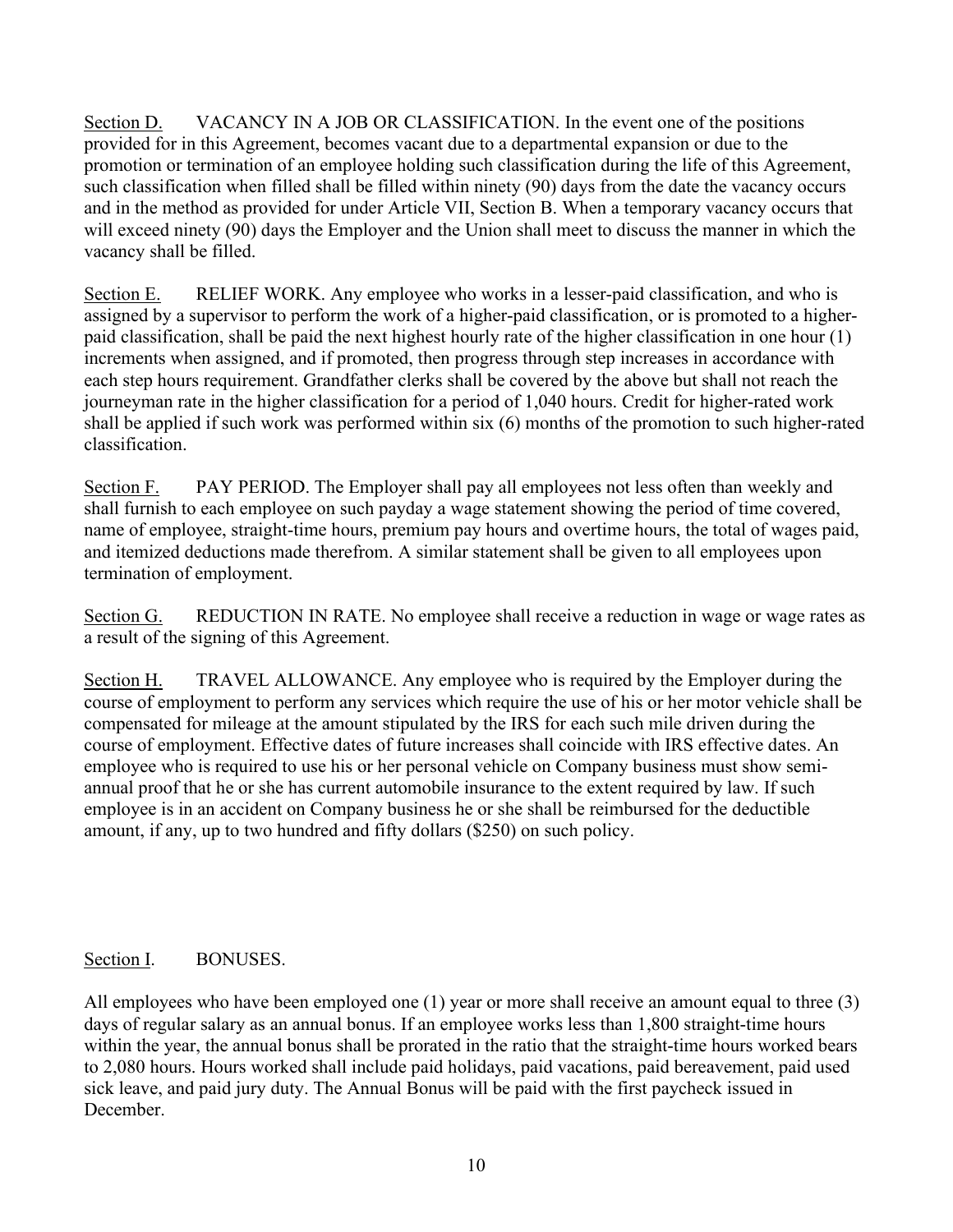Section D. VACANCY IN A JOB OR CLASSIFICATION. In the event one of the positions provided for in this Agreement, becomes vacant due to a departmental expansion or due to the promotion or termination of an employee holding such classification during the life of this Agreement, such classification when filled shall be filled within ninety (90) days from the date the vacancy occurs and in the method as provided for under Article VII, Section B. When a temporary vacancy occurs that will exceed ninety (90) days the Employer and the Union shall meet to discuss the manner in which the vacancy shall be filled.

Section E. RELIEF WORK. Any employee who works in a lesser-paid classification, and who is assigned by a supervisor to perform the work of a higher-paid classification, or is promoted to a higher-paid classification, shall be paid the next highest hourly rate of the higher classification in one hour (1) increments when assigned, and if promoted, then progress through step increases in accordance with each step hours requirement. Grandfather clerks shall be covered by the above but shall not reach the journeyman rate in the higher classification for a period of 1,040 hours. Credit for higher-rated work shall be applied if such work was performed within six (6) months of the promotion to such higher-rated classification.

Section F. PAY PERIOD. The Employer shall pay all employees not less often than weekly and shall furnish to each employee on such payday a wage statement showing the period of time covered, name of employee, straight-time hours, premium pay hours and overtime hours, the total of wages paid, and itemized deductions made therefrom. A similar statement shall be given to all employees upon termination of employment.

Section G. REDUCTION IN RATE. No employee shall receive a reduction in wage or wage rates as a result of the signing of this Agreement.

Section H. TRAVEL ALLOWANCE. Any employee who is required by the Employer during the course of employment to perform any services which require the use of his or her motor vehicle shall be compensated for mileage at the amount stipulated by the IRS for each such mile driven during the course of employment. Effective dates of future increases shall coincide with IRS effective dates. An employee who is required to use his or her personal vehicle on Company business must show semi-annual proof that he or she has current automobile insurance to the extent required by law. If such employee is in an accident on Company business he or she shall be reimbursed for the deductible amount, if any, up to two hundred and fifty dollars ($250) on such policy.

Section I. BONUSES.

All employees who have been employed one (1) year or more shall receive an amount equal to three (3) days of regular salary as an annual bonus. If an employee works less than 1,800 straight-time hours within the year, the annual bonus shall be prorated in the ratio that the straight-time hours worked bears to 2,080 hours. Hours worked shall include paid holidays, paid vacations, paid bereavement, paid used sick leave, and paid jury duty. The Annual Bonus will be paid with the first paycheck issued in December.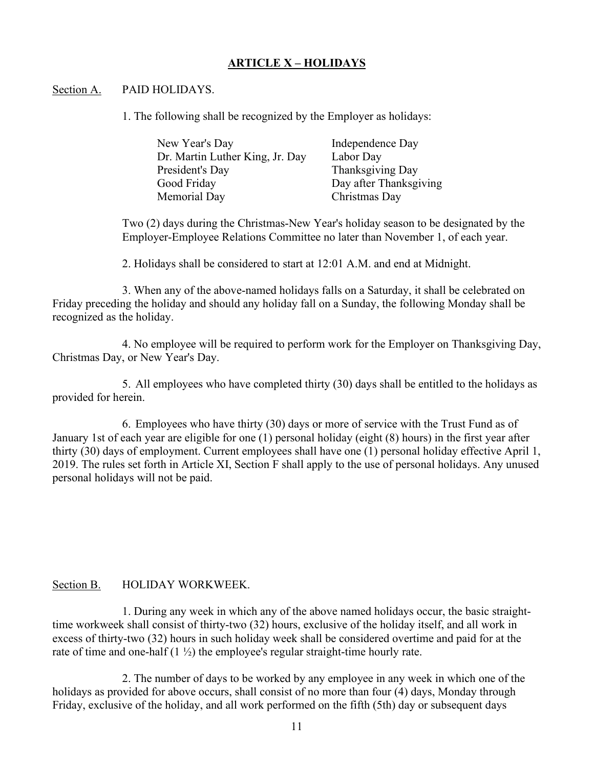## ARTICLE X – HOLIDAYS

Section A. PAID HOLIDAYS.

1. The following shall be recognized by the Employer as holidays:

| | |
|---|---|
| New Year's Day | Independence Day |
| Dr. Martin Luther King, Jr. Day | Labor Day |
| President's Day | Thanksgiving Day |
| Good Friday | Day after Thanksgiving |
| Memorial Day | Christmas Day |

Two (2) days during the Christmas-New Year's holiday season to be designated by the Employer-Employee Relations Committee no later than November 1, of each year.

2. Holidays shall be considered to start at 12:01 A.M. and end at Midnight.

3. When any of the above-named holidays falls on a Saturday, it shall be celebrated on Friday preceding the holiday and should any holiday fall on a Sunday, the following Monday shall be recognized as the holiday.

4. No employee will be required to perform work for the Employer on Thanksgiving Day, Christmas Day, or New Year's Day.

5. All employees who have completed thirty (30) days shall be entitled to the holidays as provided for herein.

6. Employees who have thirty (30) days or more of service with the Trust Fund as of January 1st of each year are eligible for one (1) personal holiday (eight (8) hours) in the first year after thirty (30) days of employment. Current employees shall have one (1) personal holiday effective April 1, 2019. The rules set forth in Article XI, Section F shall apply to the use of personal holidays. Any unused personal holidays will not be paid.

Section B. HOLIDAY WORKWEEK.

1. During any week in which any of the above named holidays occur, the basic straight-time workweek shall consist of thirty-two (32) hours, exclusive of the holiday itself, and all work in excess of thirty-two (32) hours in such holiday week shall be considered overtime and paid for at the rate of time and one-half (1 ½) the employee's regular straight-time hourly rate.

2. The number of days to be worked by any employee in any week in which one of the holidays as provided for above occurs, shall consist of no more than four (4) days, Monday through Friday, exclusive of the holiday, and all work performed on the fifth (5th) day or subsequent days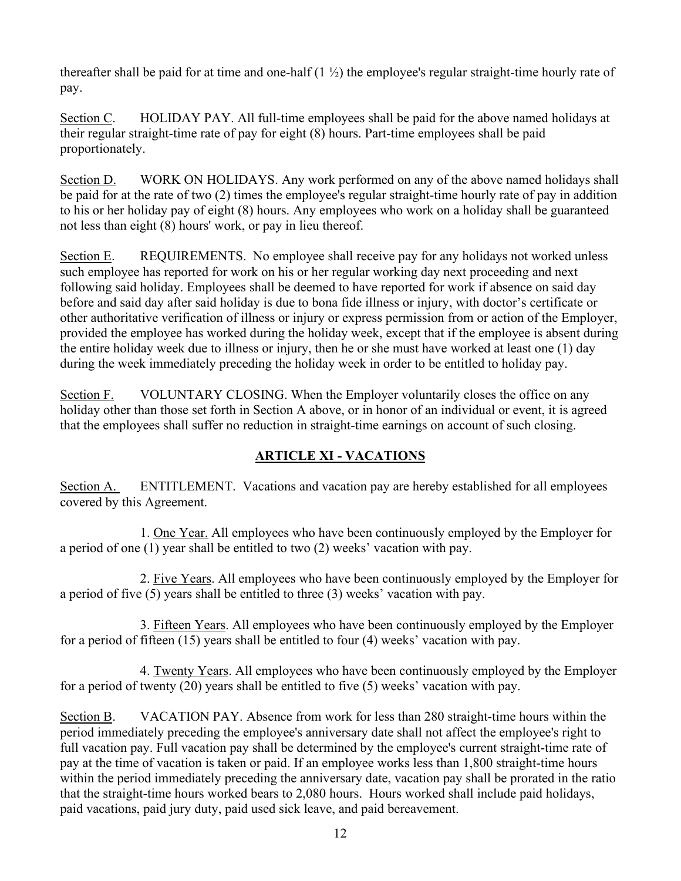thereafter shall be paid for at time and one-half (1 ½) the employee's regular straight-time hourly rate of pay.

Section C. HOLIDAY PAY. All full-time employees shall be paid for the above named holidays at their regular straight-time rate of pay for eight (8) hours. Part-time employees shall be paid proportionately.

Section D. WORK ON HOLIDAYS. Any work performed on any of the above named holidays shall be paid for at the rate of two (2) times the employee's regular straight-time hourly rate of pay in addition to his or her holiday pay of eight (8) hours. Any employees who work on a holiday shall be guaranteed not less than eight (8) hours' work, or pay in lieu thereof.

Section E. REQUIREMENTS. No employee shall receive pay for any holidays not worked unless such employee has reported for work on his or her regular working day next proceeding and next following said holiday. Employees shall be deemed to have reported for work if absence on said day before and said day after said holiday is due to bona fide illness or injury, with doctor's certificate or other authoritative verification of illness or injury or express permission from or action of the Employer, provided the employee has worked during the holiday week, except that if the employee is absent during the entire holiday week due to illness or injury, then he or she must have worked at least one (1) day during the week immediately preceding the holiday week in order to be entitled to holiday pay.

Section F. VOLUNTARY CLOSING. When the Employer voluntarily closes the office on any holiday other than those set forth in Section A above, or in honor of an individual or event, it is agreed that the employees shall suffer no reduction in straight-time earnings on account of such closing.

## ARTICLE XI - VACATIONS

Section A. ENTITLEMENT. Vacations and vacation pay are hereby established for all employees covered by this Agreement.

1. One Year. All employees who have been continuously employed by the Employer for a period of one (1) year shall be entitled to two (2) weeks' vacation with pay.

2. Five Years. All employees who have been continuously employed by the Employer for a period of five (5) years shall be entitled to three (3) weeks' vacation with pay.

3. Fifteen Years. All employees who have been continuously employed by the Employer for a period of fifteen (15) years shall be entitled to four (4) weeks' vacation with pay.

4. Twenty Years. All employees who have been continuously employed by the Employer for a period of twenty (20) years shall be entitled to five (5) weeks' vacation with pay.

Section B. VACATION PAY. Absence from work for less than 280 straight-time hours within the period immediately preceding the employee's anniversary date shall not affect the employee's right to full vacation pay. Full vacation pay shall be determined by the employee's current straight-time rate of pay at the time of vacation is taken or paid. If an employee works less than 1,800 straight-time hours within the period immediately preceding the anniversary date, vacation pay shall be prorated in the ratio that the straight-time hours worked bears to 2,080 hours. Hours worked shall include paid holidays, paid vacations, paid jury duty, paid used sick leave, and paid bereavement.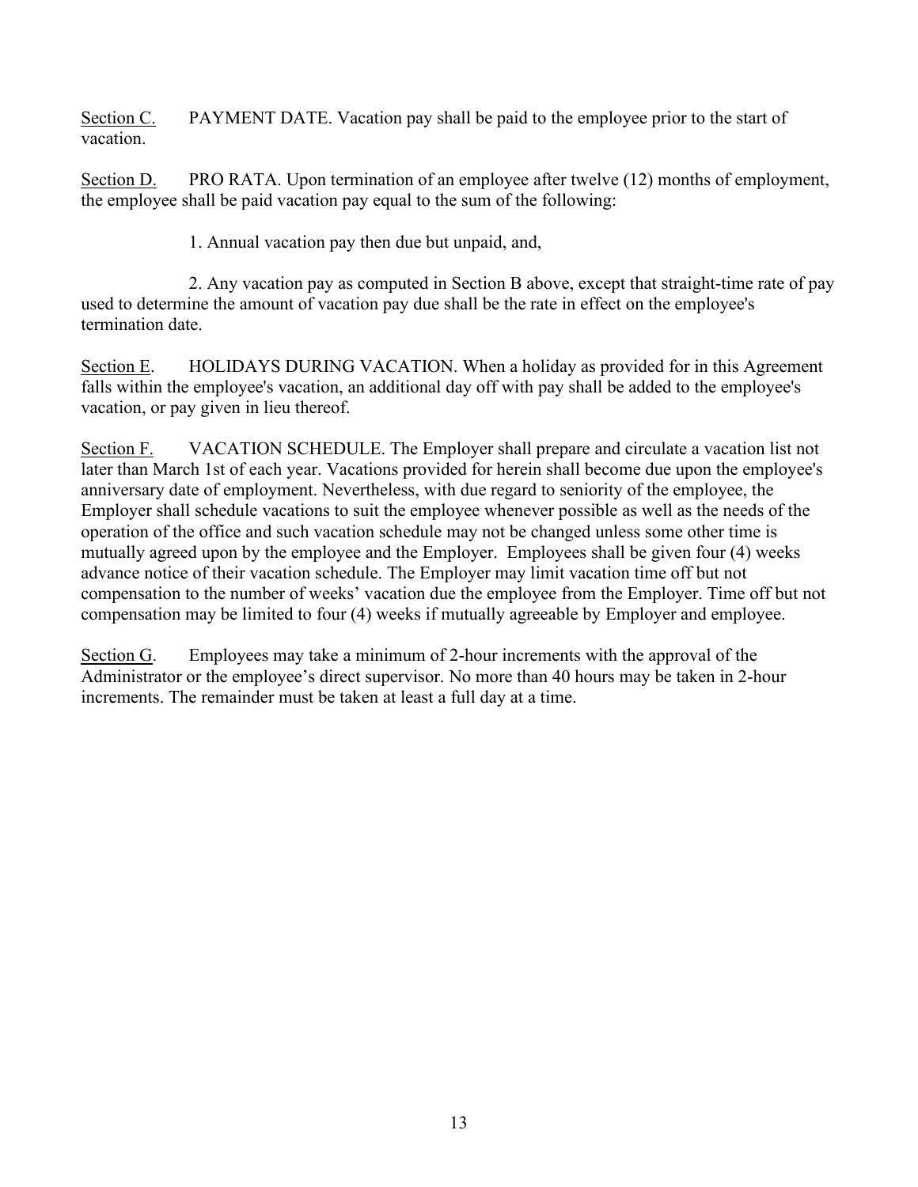<u>Section C.</u> PAYMENT DATE. Vacation pay shall be paid to the employee prior to the start of vacation.

<u>Section D.</u> PRO RATA. Upon termination of an employee after twelve (12) months of employment, the employee shall be paid vacation pay equal to the sum of the following:

1. Annual vacation pay then due but unpaid, and,

2. Any vacation pay as computed in Section B above, except that straight-time rate of pay used to determine the amount of vacation pay due shall be the rate in effect on the employee's termination date.

<u>Section E</u>. HOLIDAYS DURING VACATION. When a holiday as provided for in this Agreement falls within the employee's vacation, an additional day off with pay shall be added to the employee's vacation, or pay given in lieu thereof.

<u>Section F.</u> VACATION SCHEDULE. The Employer shall prepare and circulate a vacation list not later than March 1st of each year. Vacations provided for herein shall become due upon the employee's anniversary date of employment. Nevertheless, with due regard to seniority of the employee, the Employer shall schedule vacations to suit the employee whenever possible as well as the needs of the operation of the office and such vacation schedule may not be changed unless some other time is mutually agreed upon by the employee and the Employer. Employees shall be given four (4) weeks advance notice of their vacation schedule. The Employer may limit vacation time off but not compensation to the number of weeks' vacation due the employee from the Employer. Time off but not compensation may be limited to four (4) weeks if mutually agreeable by Employer and employee.

<u>Section G</u>. Employees may take a minimum of 2-hour increments with the approval of the Administrator or the employee's direct supervisor. No more than 40 hours may be taken in 2-hour increments. The remainder must be taken at least a full day at a time.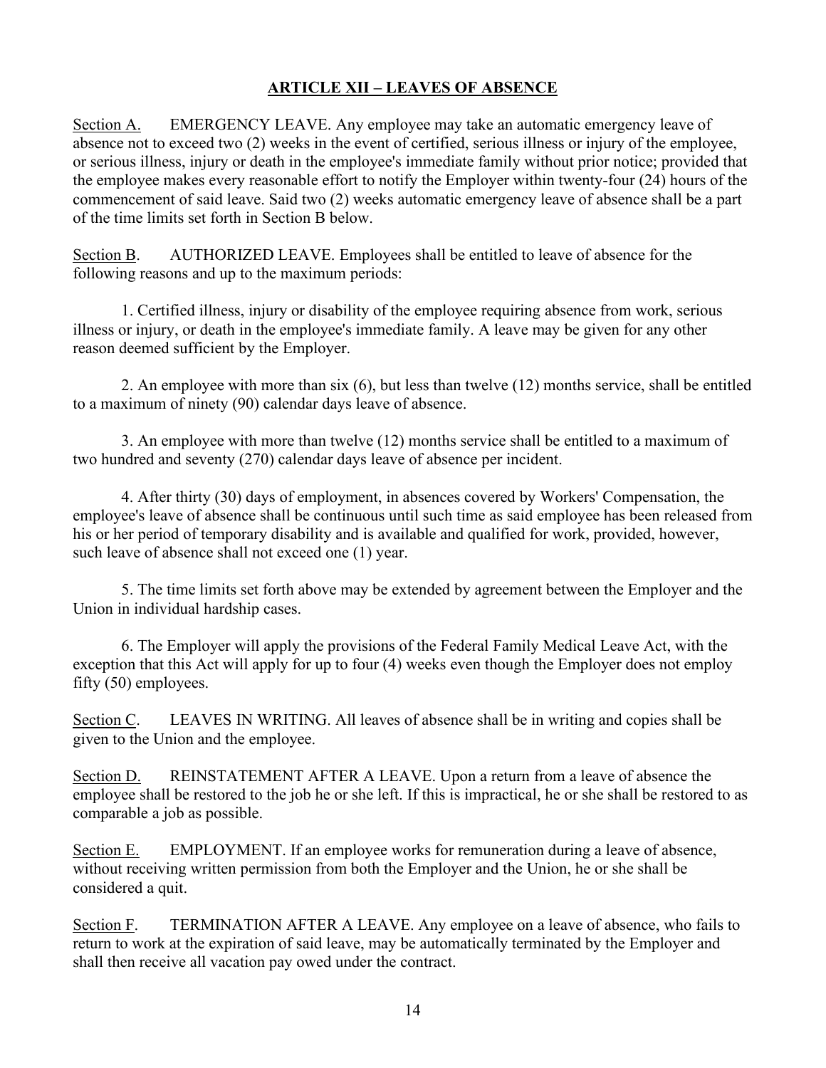## ARTICLE XII – LEAVES OF ABSENCE

Section A. EMERGENCY LEAVE. Any employee may take an automatic emergency leave of absence not to exceed two (2) weeks in the event of certified, serious illness or injury of the employee, or serious illness, injury or death in the employee's immediate family without prior notice; provided that the employee makes every reasonable effort to notify the Employer within twenty-four (24) hours of the commencement of said leave. Said two (2) weeks automatic emergency leave of absence shall be a part of the time limits set forth in Section B below.

Section B. AUTHORIZED LEAVE. Employees shall be entitled to leave of absence for the following reasons and up to the maximum periods:

1. Certified illness, injury or disability of the employee requiring absence from work, serious illness or injury, or death in the employee's immediate family. A leave may be given for any other reason deemed sufficient by the Employer.

2. An employee with more than six (6), but less than twelve (12) months service, shall be entitled to a maximum of ninety (90) calendar days leave of absence.

3. An employee with more than twelve (12) months service shall be entitled to a maximum of two hundred and seventy (270) calendar days leave of absence per incident.

4. After thirty (30) days of employment, in absences covered by Workers' Compensation, the employee's leave of absence shall be continuous until such time as said employee has been released from his or her period of temporary disability and is available and qualified for work, provided, however, such leave of absence shall not exceed one (1) year.

5. The time limits set forth above may be extended by agreement between the Employer and the Union in individual hardship cases.

6. The Employer will apply the provisions of the Federal Family Medical Leave Act, with the exception that this Act will apply for up to four (4) weeks even though the Employer does not employ fifty (50) employees.

Section C. LEAVES IN WRITING. All leaves of absence shall be in writing and copies shall be given to the Union and the employee.

Section D. REINSTATEMENT AFTER A LEAVE. Upon a return from a leave of absence the employee shall be restored to the job he or she left. If this is impractical, he or she shall be restored to as comparable a job as possible.

Section E. EMPLOYMENT. If an employee works for remuneration during a leave of absence, without receiving written permission from both the Employer and the Union, he or she shall be considered a quit.

Section F. TERMINATION AFTER A LEAVE. Any employee on a leave of absence, who fails to return to work at the expiration of said leave, may be automatically terminated by the Employer and shall then receive all vacation pay owed under the contract.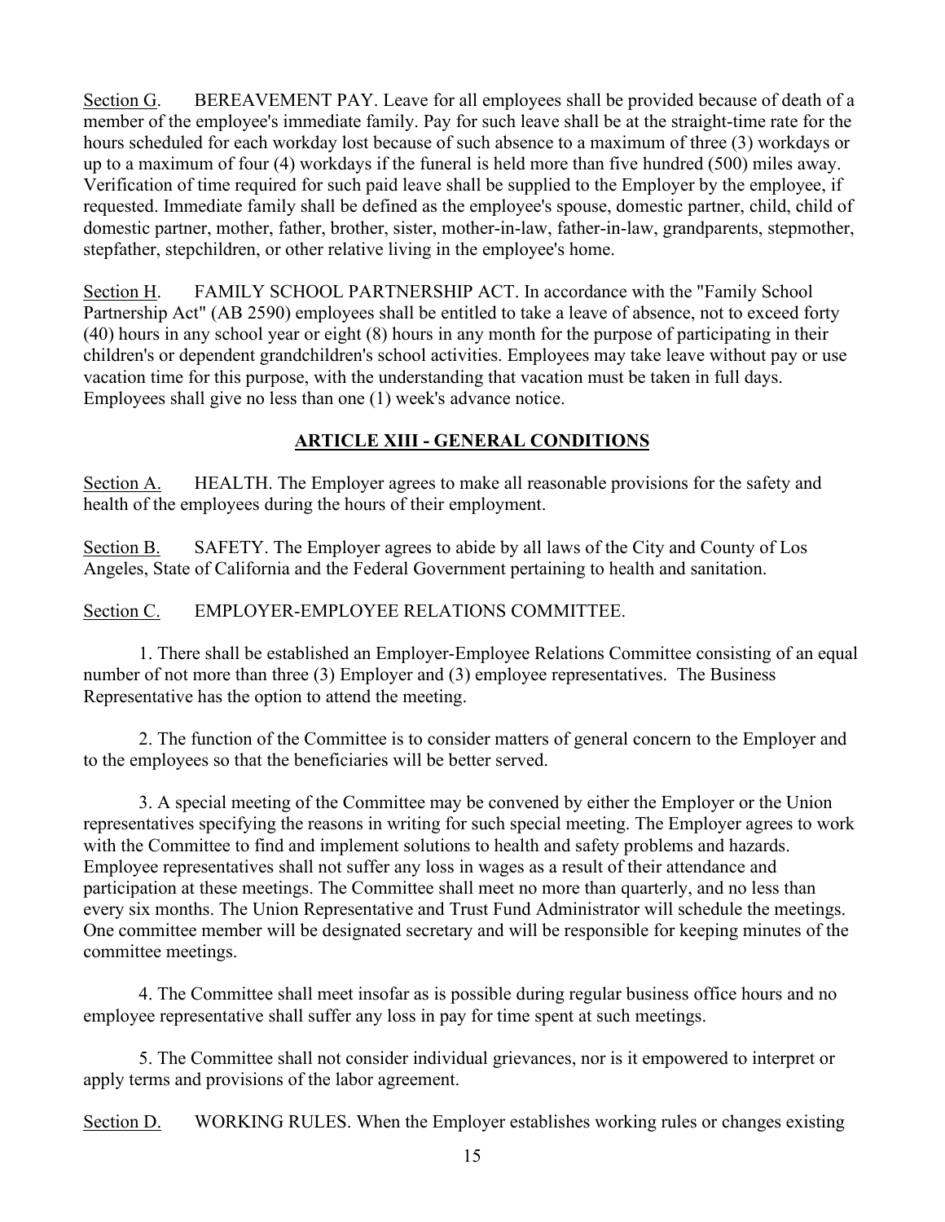Section G. BEREAVEMENT PAY. Leave for all employees shall be provided because of death of a member of the employee's immediate family. Pay for such leave shall be at the straight-time rate for the hours scheduled for each workday lost because of such absence to a maximum of three (3) workdays or up to a maximum of four (4) workdays if the funeral is held more than five hundred (500) miles away. Verification of time required for such paid leave shall be supplied to the Employer by the employee, if requested. Immediate family shall be defined as the employee's spouse, domestic partner, child, child of domestic partner, mother, father, brother, sister, mother-in-law, father-in-law, grandparents, stepmother, stepfather, stepchildren, or other relative living in the employee's home.

Section H. FAMILY SCHOOL PARTNERSHIP ACT. In accordance with the "Family School Partnership Act" (AB 2590) employees shall be entitled to take a leave of absence, not to exceed forty (40) hours in any school year or eight (8) hours in any month for the purpose of participating in their children's or dependent grandchildren's school activities. Employees may take leave without pay or use vacation time for this purpose, with the understanding that vacation must be taken in full days. Employees shall give no less than one (1) week's advance notice.

## ARTICLE XIII - GENERAL CONDITIONS

Section A. HEALTH. The Employer agrees to make all reasonable provisions for the safety and health of the employees during the hours of their employment.

Section B. SAFETY. The Employer agrees to abide by all laws of the City and County of Los Angeles, State of California and the Federal Government pertaining to health and sanitation.

Section C. EMPLOYER-EMPLOYEE RELATIONS COMMITTEE.

1. There shall be established an Employer-Employee Relations Committee consisting of an equal number of not more than three (3) Employer and (3) employee representatives. The Business Representative has the option to attend the meeting.

2. The function of the Committee is to consider matters of general concern to the Employer and to the employees so that the beneficiaries will be better served.

3. A special meeting of the Committee may be convened by either the Employer or the Union representatives specifying the reasons in writing for such special meeting. The Employer agrees to work with the Committee to find and implement solutions to health and safety problems and hazards. Employee representatives shall not suffer any loss in wages as a result of their attendance and participation at these meetings. The Committee shall meet no more than quarterly, and no less than every six months. The Union Representative and Trust Fund Administrator will schedule the meetings. One committee member will be designated secretary and will be responsible for keeping minutes of the committee meetings.

4. The Committee shall meet insofar as is possible during regular business office hours and no employee representative shall suffer any loss in pay for time spent at such meetings.

5. The Committee shall not consider individual grievances, nor is it empowered to interpret or apply terms and provisions of the labor agreement.

Section D. WORKING RULES. When the Employer establishes working rules or changes existing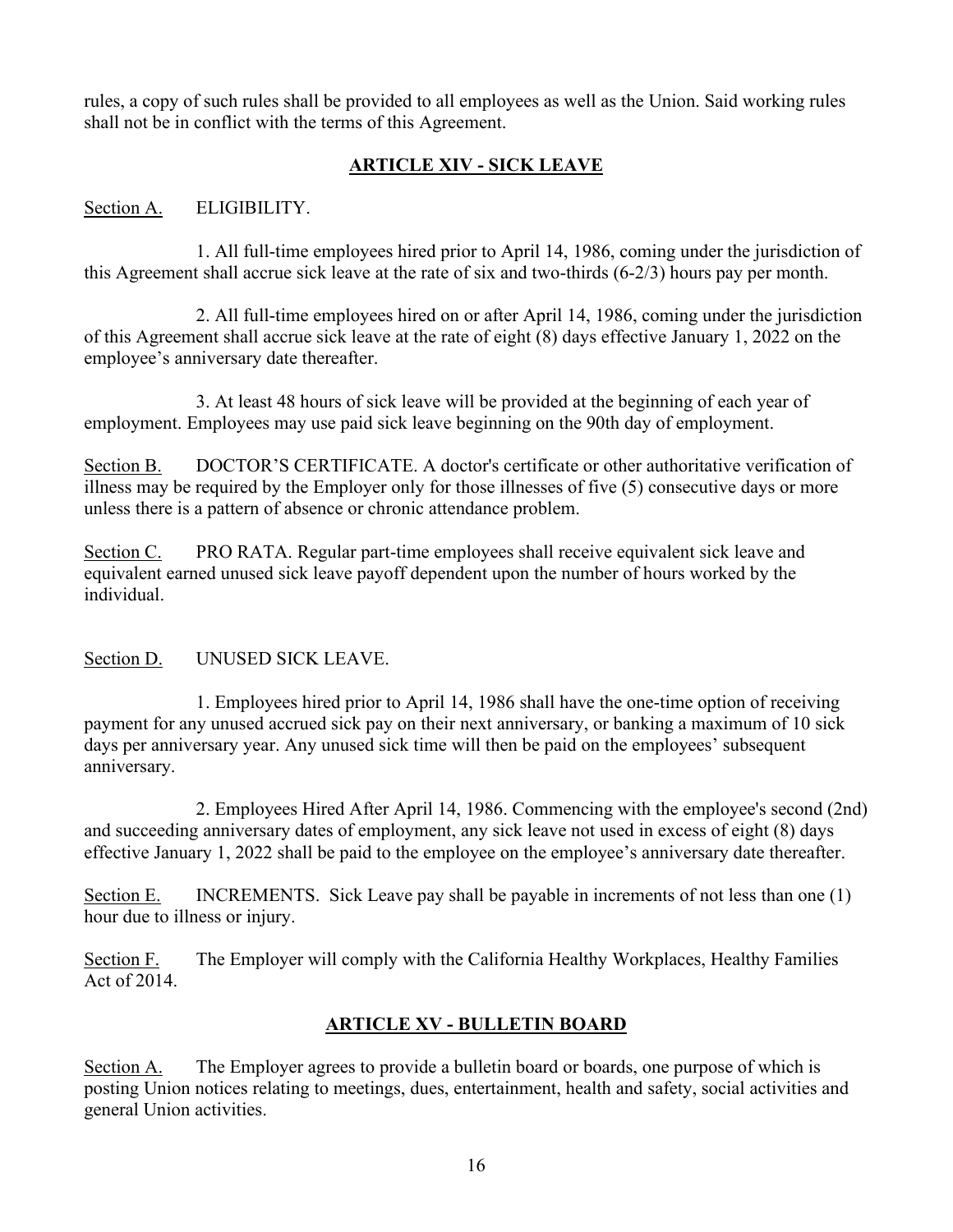rules, a copy of such rules shall be provided to all employees as well as the Union. Said working rules shall not be in conflict with the terms of this Agreement.

## ARTICLE XIV - SICK LEAVE

Section A. ELIGIBILITY.

1. All full-time employees hired prior to April 14, 1986, coming under the jurisdiction of this Agreement shall accrue sick leave at the rate of six and two-thirds (6-2/3) hours pay per month.

2. All full-time employees hired on or after April 14, 1986, coming under the jurisdiction of this Agreement shall accrue sick leave at the rate of eight (8) days effective January 1, 2022 on the employee's anniversary date thereafter.

3. At least 48 hours of sick leave will be provided at the beginning of each year of employment. Employees may use paid sick leave beginning on the 90th day of employment.

Section B. DOCTOR'S CERTIFICATE. A doctor's certificate or other authoritative verification of illness may be required by the Employer only for those illnesses of five (5) consecutive days or more unless there is a pattern of absence or chronic attendance problem.

Section C. PRO RATA. Regular part-time employees shall receive equivalent sick leave and equivalent earned unused sick leave payoff dependent upon the number of hours worked by the individual.

Section D. UNUSED SICK LEAVE.

1. Employees hired prior to April 14, 1986 shall have the one-time option of receiving payment for any unused accrued sick pay on their next anniversary, or banking a maximum of 10 sick days per anniversary year. Any unused sick time will then be paid on the employees' subsequent anniversary.

2. Employees Hired After April 14, 1986. Commencing with the employee's second (2nd) and succeeding anniversary dates of employment, any sick leave not used in excess of eight (8) days effective January 1, 2022 shall be paid to the employee on the employee's anniversary date thereafter.

Section E. INCREMENTS. Sick Leave pay shall be payable in increments of not less than one (1) hour due to illness or injury.

Section F. The Employer will comply with the California Healthy Workplaces, Healthy Families Act of 2014.

## ARTICLE XV - BULLETIN BOARD

Section A. The Employer agrees to provide a bulletin board or boards, one purpose of which is posting Union notices relating to meetings, dues, entertainment, health and safety, social activities and general Union activities.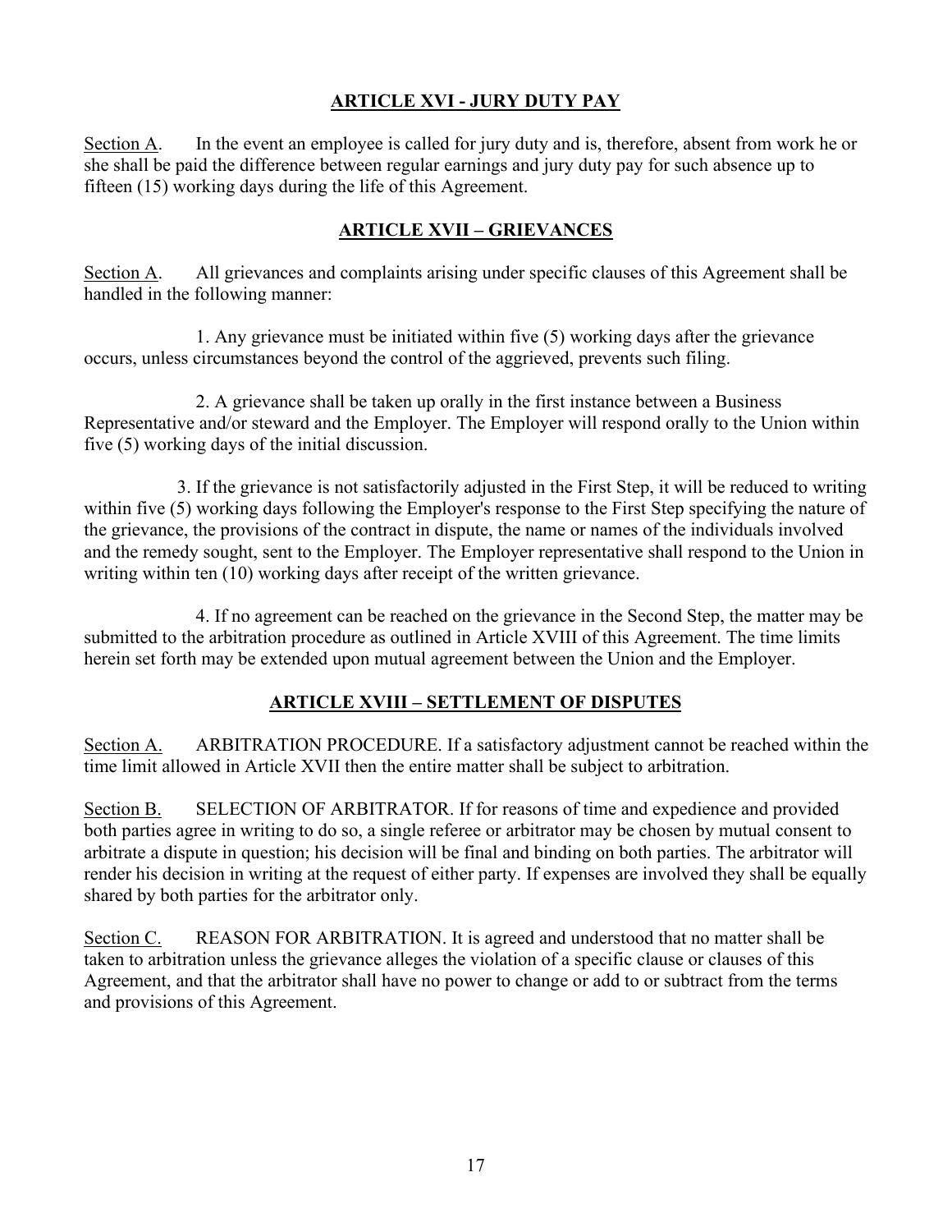## ARTICLE XVI - JURY DUTY PAY

Section A. In the event an employee is called for jury duty and is, therefore, absent from work he or she shall be paid the difference between regular earnings and jury duty pay for such absence up to fifteen (15) working days during the life of this Agreement.

## ARTICLE XVII – GRIEVANCES

Section A. All grievances and complaints arising under specific clauses of this Agreement shall be handled in the following manner:

1. Any grievance must be initiated within five (5) working days after the grievance occurs, unless circumstances beyond the control of the aggrieved, prevents such filing.

2. A grievance shall be taken up orally in the first instance between a Business Representative and/or steward and the Employer. The Employer will respond orally to the Union within five (5) working days of the initial discussion.

3. If the grievance is not satisfactorily adjusted in the First Step, it will be reduced to writing within five (5) working days following the Employer's response to the First Step specifying the nature of the grievance, the provisions of the contract in dispute, the name or names of the individuals involved and the remedy sought, sent to the Employer. The Employer representative shall respond to the Union in writing within ten (10) working days after receipt of the written grievance.

4. If no agreement can be reached on the grievance in the Second Step, the matter may be submitted to the arbitration procedure as outlined in Article XVIII of this Agreement. The time limits herein set forth may be extended upon mutual agreement between the Union and the Employer.

## ARTICLE XVIII – SETTLEMENT OF DISPUTES

Section A. ARBITRATION PROCEDURE. If a satisfactory adjustment cannot be reached within the time limit allowed in Article XVII then the entire matter shall be subject to arbitration.

Section B. SELECTION OF ARBITRATOR. If for reasons of time and expedience and provided both parties agree in writing to do so, a single referee or arbitrator may be chosen by mutual consent to arbitrate a dispute in question; his decision will be final and binding on both parties. The arbitrator will render his decision in writing at the request of either party. If expenses are involved they shall be equally shared by both parties for the arbitrator only.

Section C. REASON FOR ARBITRATION. It is agreed and understood that no matter shall be taken to arbitration unless the grievance alleges the violation of a specific clause or clauses of this Agreement, and that the arbitrator shall have no power to change or add to or subtract from the terms and provisions of this Agreement.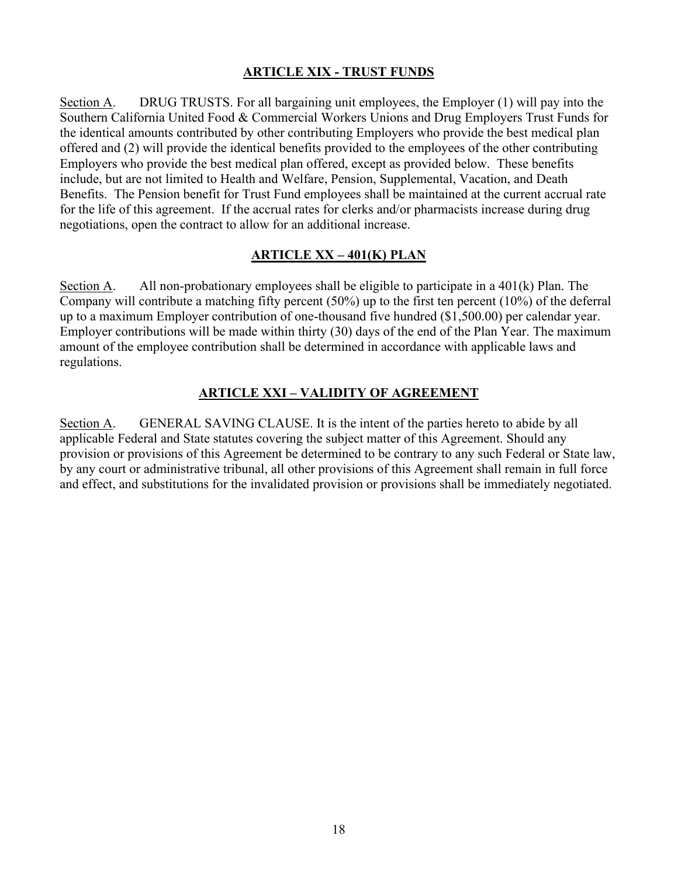## ARTICLE XIX - TRUST FUNDS

Section A. DRUG TRUSTS. For all bargaining unit employees, the Employer (1) will pay into the Southern California United Food & Commercial Workers Unions and Drug Employers Trust Funds for the identical amounts contributed by other contributing Employers who provide the best medical plan offered and (2) will provide the identical benefits provided to the employees of the other contributing Employers who provide the best medical plan offered, except as provided below. These benefits include, but are not limited to Health and Welfare, Pension, Supplemental, Vacation, and Death Benefits. The Pension benefit for Trust Fund employees shall be maintained at the current accrual rate for the life of this agreement. If the accrual rates for clerks and/or pharmacists increase during drug negotiations, open the contract to allow for an additional increase.

## ARTICLE XX – 401(K) PLAN

Section A. All non-probationary employees shall be eligible to participate in a 401(k) Plan. The Company will contribute a matching fifty percent (50%) up to the first ten percent (10%) of the deferral up to a maximum Employer contribution of one-thousand five hundred ($1,500.00) per calendar year. Employer contributions will be made within thirty (30) days of the end of the Plan Year. The maximum amount of the employee contribution shall be determined in accordance with applicable laws and regulations.

## ARTICLE XXI – VALIDITY OF AGREEMENT

Section A. GENERAL SAVING CLAUSE. It is the intent of the parties hereto to abide by all applicable Federal and State statutes covering the subject matter of this Agreement. Should any provision or provisions of this Agreement be determined to be contrary to any such Federal or State law, by any court or administrative tribunal, all other provisions of this Agreement shall remain in full force and effect, and substitutions for the invalidated provision or provisions shall be immediately negotiated.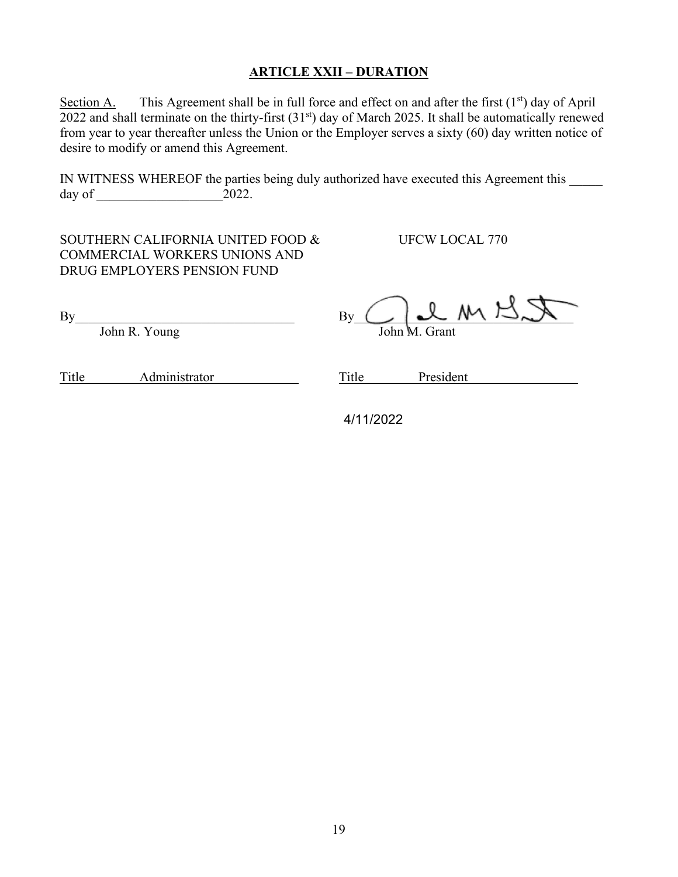## ARTICLE XXII – DURATION

Section A. This Agreement shall be in full force and effect on and after the first (1st) day of April 2022 and shall terminate on the thirty-first (31st) day of March 2025. It shall be automatically renewed from year to year thereafter unless the Union or the Employer serves a sixty (60) day written notice of desire to modify or amend this Agreement.

IN WITNESS WHEREOF the parties being duly authorized have executed this Agreement this _____ day of ___________________2022.

| SOUTHERN CALIFORNIA UNITED FOOD & COMMERCIAL WORKERS UNIONS AND DRUG EMPLOYERS PENSION FUND | UFCW LOCAL 770 |
|---|---|
| By________________________________ | By________________________________ |
| John R. Young | John M. Grant |
| Title Administrator | Title President |
| | 4/11/2022 |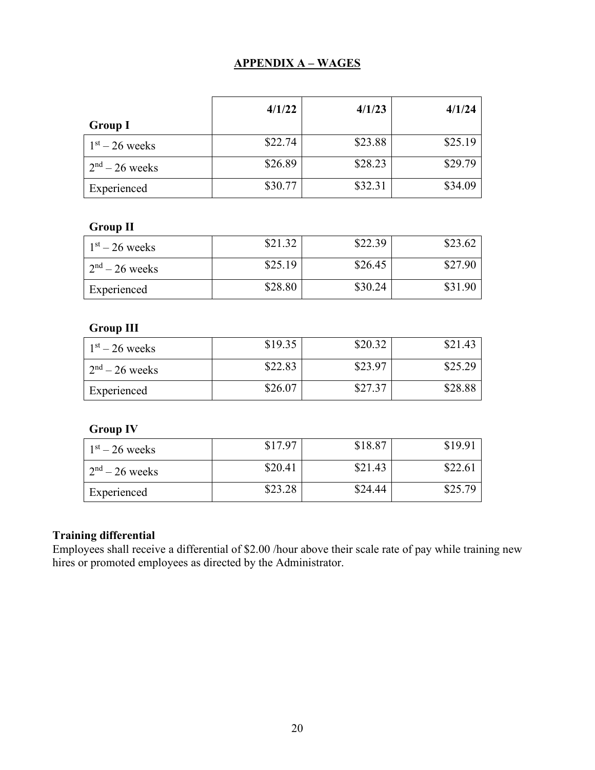## APPENDIX A – WAGES

| Group I | 4/1/22 | 4/1/23 | 4/1/24 |
|---|---|---|---|
| 1st – 26 weeks | $22.74 | $23.88 | $25.19 |
| 2nd – 26 weeks | $26.89 | $28.23 | $29.79 |
| Experienced | $30.77 | $32.31 | $34.09 |

**Group II**

| | | | |
|---|---|---|---|
| 1st – 26 weeks | $21.32 | $22.39 | $23.62 |
| 2nd – 26 weeks | $25.19 | $26.45 | $27.90 |
| Experienced | $28.80 | $30.24 | $31.90 |

**Group III**

| | | | |
|---|---|---|---|
| 1st – 26 weeks | $19.35 | $20.32 | $21.43 |
| 2nd – 26 weeks | $22.83 | $23.97 | $25.29 |
| Experienced | $26.07 | $27.37 | $28.88 |

**Group IV**

| | | | |
|---|---|---|---|
| 1st – 26 weeks | $17.97 | $18.87 | $19.91 |
| 2nd – 26 weeks | $20.41 | $21.43 | $22.61 |
| Experienced | $23.28 | $24.44 | $25.79 |

**Training differential**
Employees shall receive a differential of $2.00 /hour above their scale rate of pay while training new hires or promoted employees as directed by the Administrator.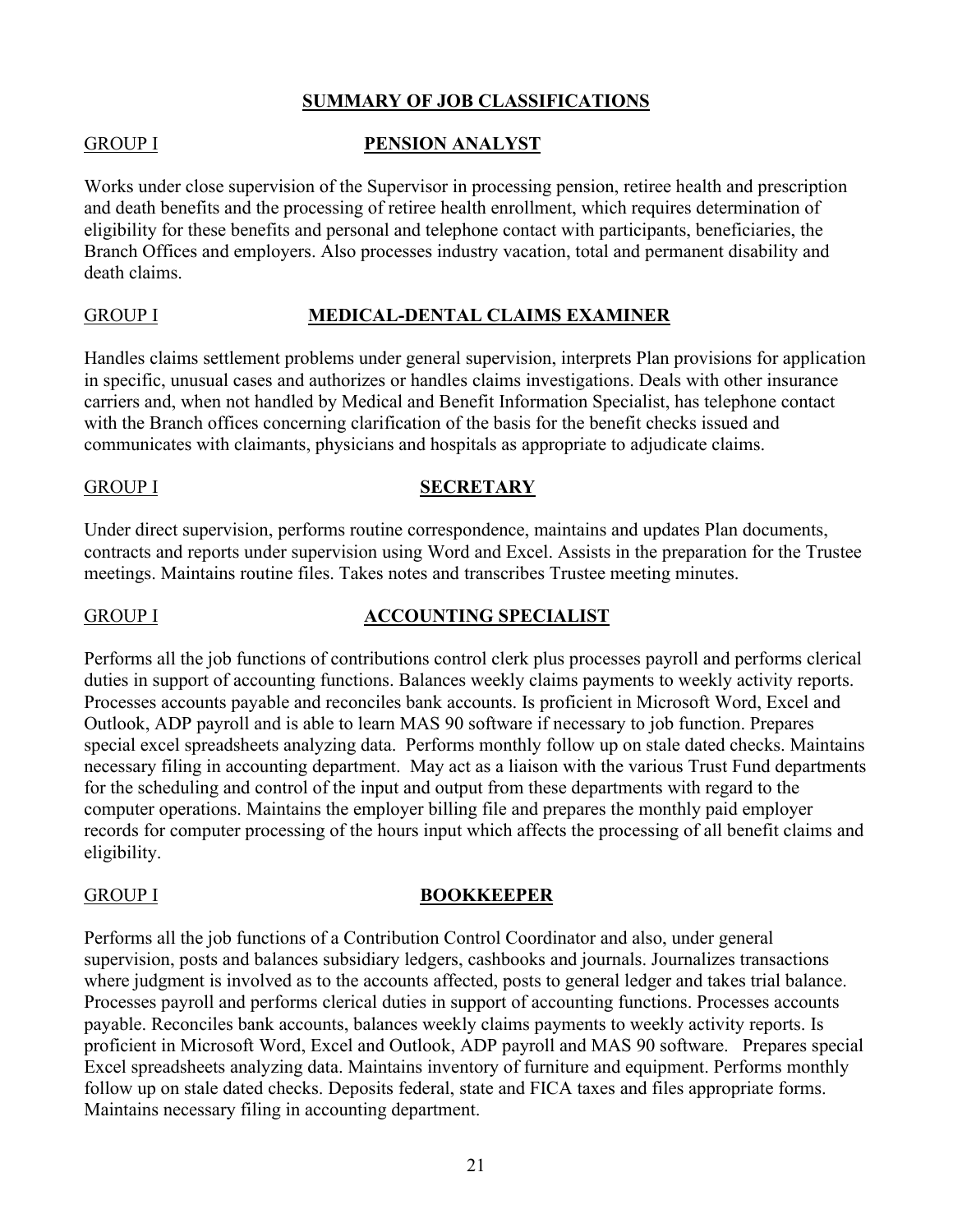## SUMMARY OF JOB CLASSIFICATIONS

GROUP I **PENSION ANALYST**

Works under close supervision of the Supervisor in processing pension, retiree health and prescription and death benefits and the processing of retiree health enrollment, which requires determination of eligibility for these benefits and personal and telephone contact with participants, beneficiaries, the Branch Offices and employers. Also processes industry vacation, total and permanent disability and death claims.

GROUP I **MEDICAL-DENTAL CLAIMS EXAMINER**

Handles claims settlement problems under general supervision, interprets Plan provisions for application in specific, unusual cases and authorizes or handles claims investigations. Deals with other insurance carriers and, when not handled by Medical and Benefit Information Specialist, has telephone contact with the Branch offices concerning clarification of the basis for the benefit checks issued and communicates with claimants, physicians and hospitals as appropriate to adjudicate claims.

GROUP I **SECRETARY**

Under direct supervision, performs routine correspondence, maintains and updates Plan documents, contracts and reports under supervision using Word and Excel. Assists in the preparation for the Trustee meetings. Maintains routine files. Takes notes and transcribes Trustee meeting minutes.

GROUP I **ACCOUNTING SPECIALIST**

Performs all the job functions of contributions control clerk plus processes payroll and performs clerical duties in support of accounting functions. Balances weekly claims payments to weekly activity reports. Processes accounts payable and reconciles bank accounts. Is proficient in Microsoft Word, Excel and Outlook, ADP payroll and is able to learn MAS 90 software if necessary to job function. Prepares special excel spreadsheets analyzing data. Performs monthly follow up on stale dated checks. Maintains necessary filing in accounting department. May act as a liaison with the various Trust Fund departments for the scheduling and control of the input and output from these departments with regard to the computer operations. Maintains the employer billing file and prepares the monthly paid employer records for computer processing of the hours input which affects the processing of all benefit claims and eligibility.

GROUP I **BOOKKEEPER**

Performs all the job functions of a Contribution Control Coordinator and also, under general supervision, posts and balances subsidiary ledgers, cashbooks and journals. Journalizes transactions where judgment is involved as to the accounts affected, posts to general ledger and takes trial balance. Processes payroll and performs clerical duties in support of accounting functions. Processes accounts payable. Reconciles bank accounts, balances weekly claims payments to weekly activity reports. Is proficient in Microsoft Word, Excel and Outlook, ADP payroll and MAS 90 software. Prepares special Excel spreadsheets analyzing data. Maintains inventory of furniture and equipment. Performs monthly follow up on stale dated checks. Deposits federal, state and FICA taxes and files appropriate forms. Maintains necessary filing in accounting department.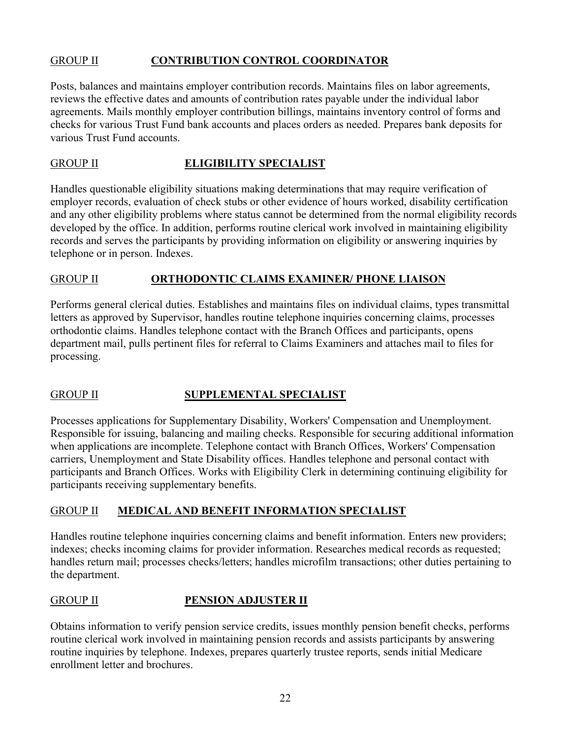GROUP II **CONTRIBUTION CONTROL COORDINATOR**

Posts, balances and maintains employer contribution records. Maintains files on labor agreements, reviews the effective dates and amounts of contribution rates payable under the individual labor agreements. Mails monthly employer contribution billings, maintains inventory control of forms and checks for various Trust Fund bank accounts and places orders as needed. Prepares bank deposits for various Trust Fund accounts.

GROUP II **ELIGIBILITY SPECIALIST**

Handles questionable eligibility situations making determinations that may require verification of employer records, evaluation of check stubs or other evidence of hours worked, disability certification and any other eligibility problems where status cannot be determined from the normal eligibility records developed by the office. In addition, performs routine clerical work involved in maintaining eligibility records and serves the participants by providing information on eligibility or answering inquiries by telephone or in person. Indexes.

GROUP II **ORTHODONTIC CLAIMS EXAMINER/ PHONE LIAISON**

Performs general clerical duties. Establishes and maintains files on individual claims, types transmittal letters as approved by Supervisor, handles routine telephone inquiries concerning claims, processes orthodontic claims. Handles telephone contact with the Branch Offices and participants, opens department mail, pulls pertinent files for referral to Claims Examiners and attaches mail to files for processing.

GROUP II **SUPPLEMENTAL SPECIALIST**

Processes applications for Supplementary Disability, Workers' Compensation and Unemployment. Responsible for issuing, balancing and mailing checks. Responsible for securing additional information when applications are incomplete. Telephone contact with Branch Offices, Workers' Compensation carriers, Unemployment and State Disability offices. Handles telephone and personal contact with participants and Branch Offices. Works with Eligibility Clerk in determining continuing eligibility for participants receiving supplementary benefits.

GROUP II **MEDICAL AND BENEFIT INFORMATION SPECIALIST**

Handles routine telephone inquiries concerning claims and benefit information. Enters new providers; indexes; checks incoming claims for provider information. Researches medical records as requested; handles return mail; processes checks/letters; handles microfilm transactions; other duties pertaining to the department.

GROUP II **PENSION ADJUSTER II**

Obtains information to verify pension service credits, issues monthly pension benefit checks, performs routine clerical work involved in maintaining pension records and assists participants by answering routine inquiries by telephone. Indexes, prepares quarterly trustee reports, sends initial Medicare enrollment letter and brochures.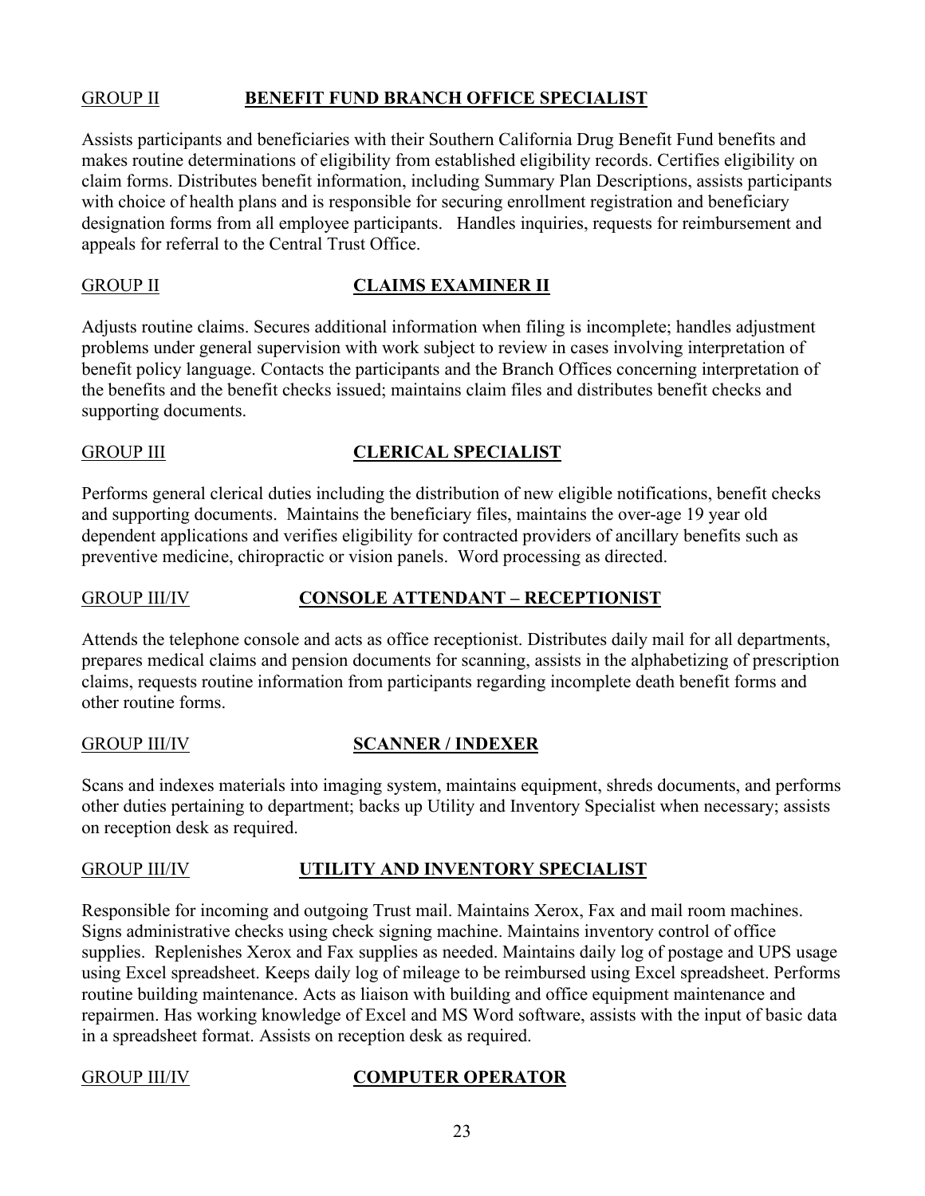GROUP II **BENEFIT FUND BRANCH OFFICE SPECIALIST**

Assists participants and beneficiaries with their Southern California Drug Benefit Fund benefits and makes routine determinations of eligibility from established eligibility records. Certifies eligibility on claim forms. Distributes benefit information, including Summary Plan Descriptions, assists participants with choice of health plans and is responsible for securing enrollment registration and beneficiary designation forms from all employee participants. Handles inquiries, requests for reimbursement and appeals for referral to the Central Trust Office.

GROUP II **CLAIMS EXAMINER II**

Adjusts routine claims. Secures additional information when filing is incomplete; handles adjustment problems under general supervision with work subject to review in cases involving interpretation of benefit policy language. Contacts the participants and the Branch Offices concerning interpretation of the benefits and the benefit checks issued; maintains claim files and distributes benefit checks and supporting documents.

GROUP III **CLERICAL SPECIALIST**

Performs general clerical duties including the distribution of new eligible notifications, benefit checks and supporting documents. Maintains the beneficiary files, maintains the over-age 19 year old dependent applications and verifies eligibility for contracted providers of ancillary benefits such as preventive medicine, chiropractic or vision panels. Word processing as directed.

GROUP III/IV **CONSOLE ATTENDANT – RECEPTIONIST**

Attends the telephone console and acts as office receptionist. Distributes daily mail for all departments, prepares medical claims and pension documents for scanning, assists in the alphabetizing of prescription claims, requests routine information from participants regarding incomplete death benefit forms and other routine forms.

GROUP III/IV **SCANNER / INDEXER**

Scans and indexes materials into imaging system, maintains equipment, shreds documents, and performs other duties pertaining to department; backs up Utility and Inventory Specialist when necessary; assists on reception desk as required.

GROUP III/IV **UTILITY AND INVENTORY SPECIALIST**

Responsible for incoming and outgoing Trust mail. Maintains Xerox, Fax and mail room machines. Signs administrative checks using check signing machine. Maintains inventory control of office supplies. Replenishes Xerox and Fax supplies as needed. Maintains daily log of postage and UPS usage using Excel spreadsheet. Keeps daily log of mileage to be reimbursed using Excel spreadsheet. Performs routine building maintenance. Acts as liaison with building and office equipment maintenance and repairmen. Has working knowledge of Excel and MS Word software, assists with the input of basic data in a spreadsheet format. Assists on reception desk as required.

GROUP III/IV **COMPUTER OPERATOR**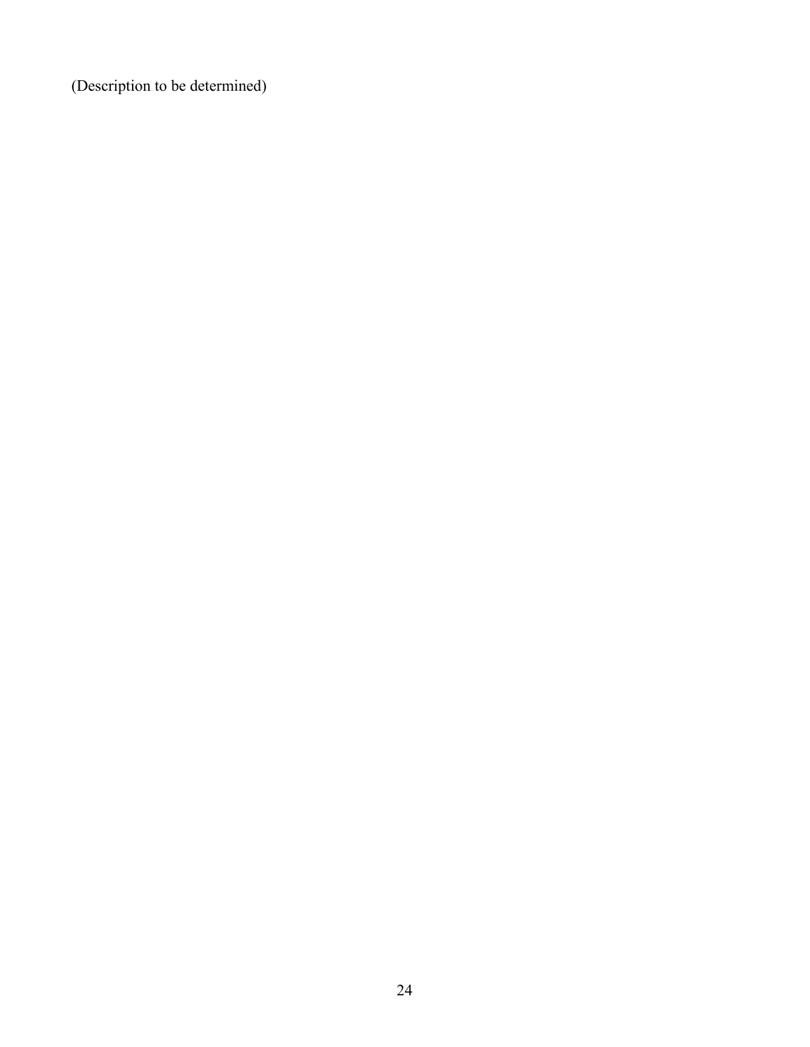(Description to be determined)